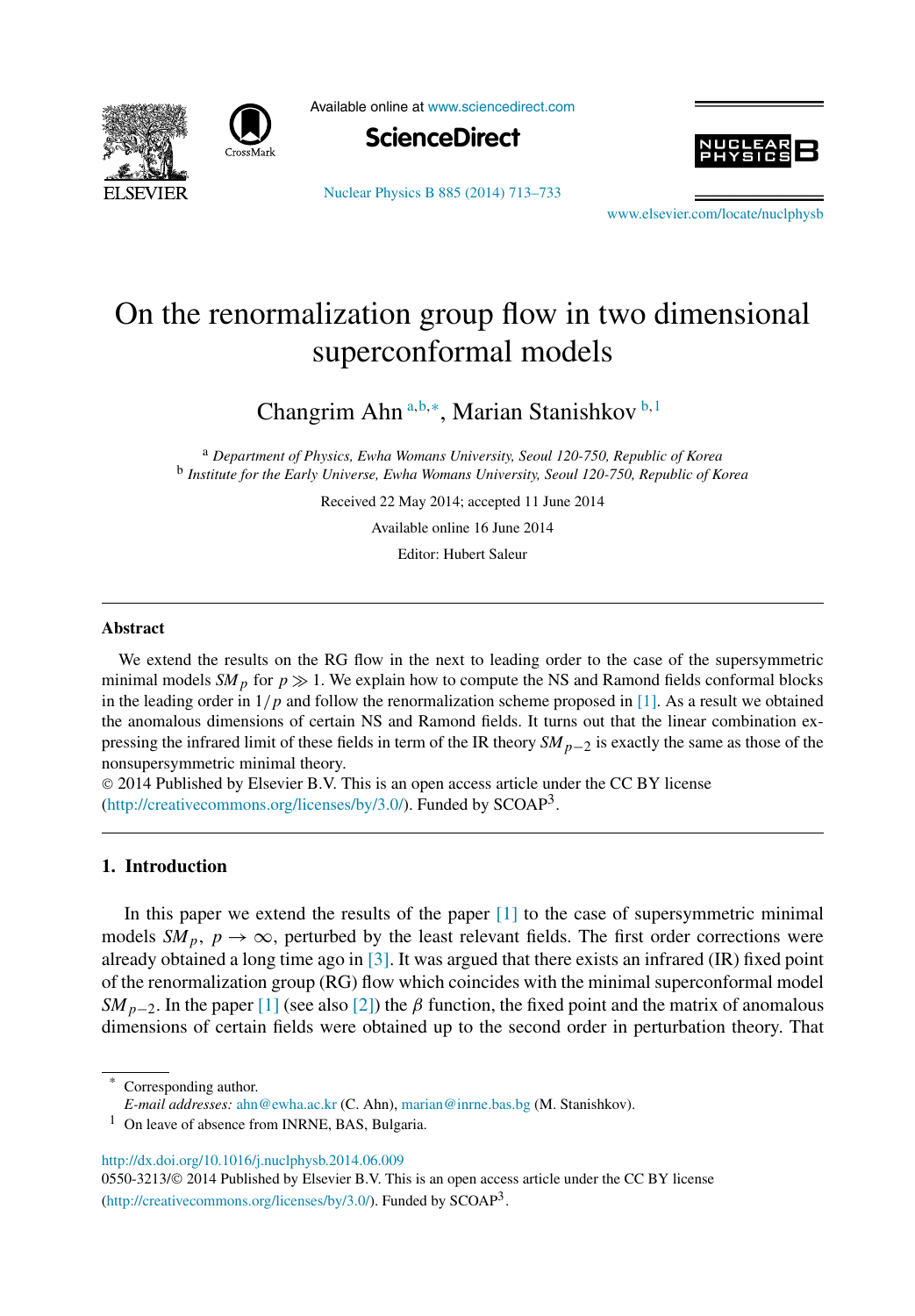# On the renormalization group flow in two dimensional superconformal models

Changrim Ahn [a,b,*], Marian Stanishkov [b,1]

[a] *Department of Physics, Ewha Womans University, Seoul 120-750, Republic of Korea*
[b] *Institute for the Early Universe, Ewha Womans University, Seoul 120-750, Republic of Korea*

Received 22 May 2014; accepted 11 June 2014

Available online 16 June 2014

Editor: Hubert Saleur

---

### Abstract

We extend the results on the RG flow in the next to leading order to the case of the supersymmetric minimal models $SM_p$ for $p \gg 1$. We explain how to compute the NS and Ramond fields conformal blocks in the leading order in $1/p$ and follow the renormalization scheme proposed in [1]. As a result we obtained the anomalous dimensions of certain NS and Ramond fields. It turns out that the linear combination expressing the infrared limit of these fields in term of the IR theory $SM_{p-2}$ is exactly the same as those of the nonsupersymmetric minimal theory.

© 2014 Published by Elsevier B.V. This is an open access article under the CC BY license (http://creativecommons.org/licenses/by/3.0/). Funded by SCOAP[3].

---

## 1. Introduction

In this paper we extend the results of the paper [1] to the case of supersymmetric minimal models $SM_p$, $p \to \infty$, perturbed by the least relevant fields. The first order corrections were already obtained a long time ago in [3]. It was argued that there exists an infrared (IR) fixed point of the renormalization group (RG) flow which coincides with the minimal superconformal model $SM_{p-2}$. In the paper [1] (see also [2]) the $\beta$ function, the fixed point and the matrix of anomalous dimensions of certain fields were obtained up to the second order in perturbation theory. That

---

\* Corresponding author.
*E-mail addresses:* ahn@ewha.ac.kr (C. Ahn), marian@inrne.bas.bg (M. Stanishkov).

[1] On leave of absence from INRNE, BAS, Bulgaria.

http://dx.doi.org/10.1016/j.nuclphysb.2014.06.009
0550-3213/© 2014 Published by Elsevier B.V. This is an open access article under the CC BY license (http://creativecommons.org/licenses/by/3.0/). Funded by SCOAP[3].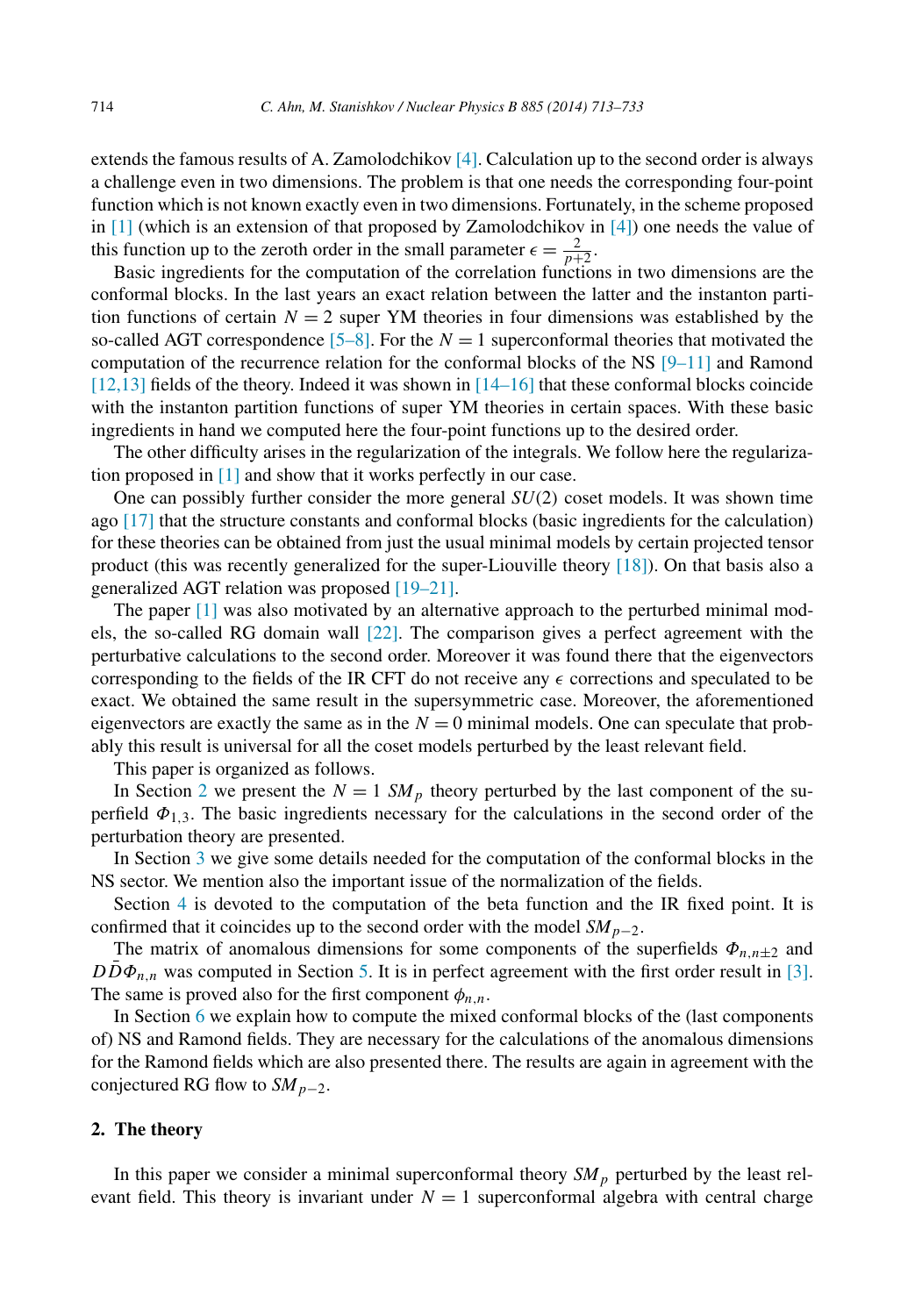extends the famous results of A. Zamolodchikov [4]. Calculation up to the second order is always a challenge even in two dimensions. The problem is that one needs the corresponding four-point function which is not known exactly even in two dimensions. Fortunately, in the scheme proposed in [1] (which is an extension of that proposed by Zamolodchikov in [4]) one needs the value of this function up to the zeroth order in the small parameter $\epsilon = \frac{2}{p+2}$.

Basic ingredients for the computation of the correlation functions in two dimensions are the conformal blocks. In the last years an exact relation between the latter and the instanton partition functions of certain $N = 2$ super YM theories in four dimensions was established by the so-called AGT correspondence [5–8]. For the $N = 1$ superconformal theories that motivated the computation of the recurrence relation for the conformal blocks of the NS [9–11] and Ramond [12,13] fields of the theory. Indeed it was shown in [14–16] that these conformal blocks coincide with the instanton partition functions of super YM theories in certain spaces. With these basic ingredients in hand we computed here the four-point functions up to the desired order.

The other difficulty arises in the regularization of the integrals. We follow here the regularization proposed in [1] and show that it works perfectly in our case.

One can possibly further consider the more general $SU(2)$ coset models. It was shown time ago [17] that the structure constants and conformal blocks (basic ingredients for the calculation) for these theories can be obtained from just the usual minimal models by certain projected tensor product (this was recently generalized for the super-Liouville theory [18]). On that basis also a generalized AGT relation was proposed [19–21].

The paper [1] was also motivated by an alternative approach to the perturbed minimal models, the so-called RG domain wall [22]. The comparison gives a perfect agreement with the perturbative calculations to the second order. Moreover it was found there that the eigenvectors corresponding to the fields of the IR CFT do not receive any $\epsilon$ corrections and speculated to be exact. We obtained the same result in the supersymmetric case. Moreover, the aforementioned eigenvectors are exactly the same as in the $N = 0$ minimal models. One can speculate that probably this result is universal for all the coset models perturbed by the least relevant field.

This paper is organized as follows.

In Section 2 we present the $N = 1$ $SM_p$ theory perturbed by the last component of the superfield $\Phi_{1,3}$. The basic ingredients necessary for the calculations in the second order of the perturbation theory are presented.

In Section 3 we give some details needed for the computation of the conformal blocks in the NS sector. We mention also the important issue of the normalization of the fields.

Section 4 is devoted to the computation of the beta function and the IR fixed point. It is confirmed that it coincides up to the second order with the model $SM_{p-2}$.

The matrix of anomalous dimensions for some components of the superfields $\Phi_{n,n\pm 2}$ and $D\bar{D}\Phi_{n,n}$ was computed in Section 5. It is in perfect agreement with the first order result in [3]. The same is proved also for the first component $\phi_{n,n}$.

In Section 6 we explain how to compute the mixed conformal blocks of the (last components of) NS and Ramond fields. They are necessary for the calculations of the anomalous dimensions for the Ramond fields which are also presented there. The results are again in agreement with the conjectured RG flow to $SM_{p-2}$.

## 2. The theory

In this paper we consider a minimal superconformal theory $SM_p$ perturbed by the least relevant field. This theory is invariant under $N = 1$ superconformal algebra with central charge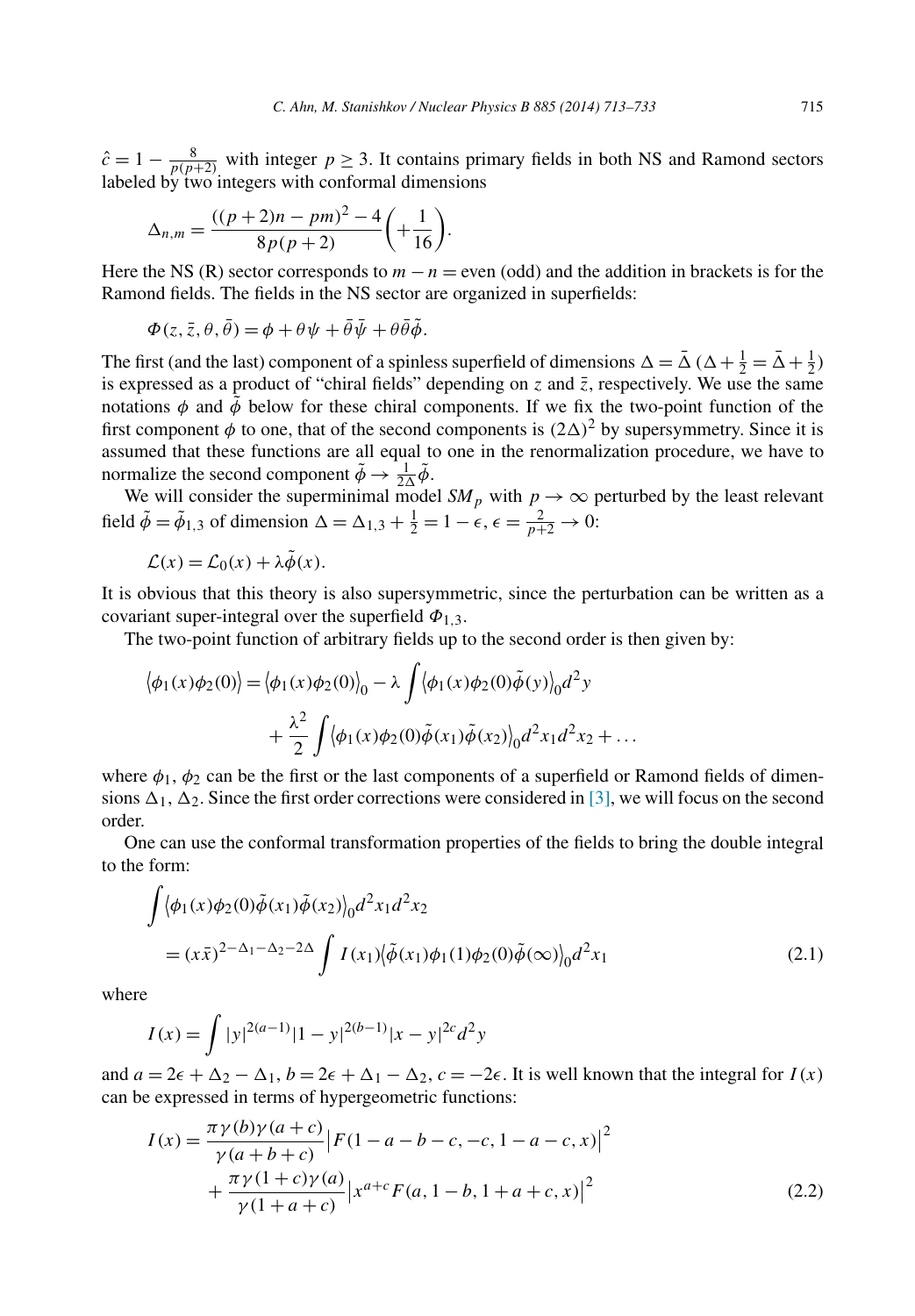$\hat{c} = 1 - \frac{8}{p(p+2)}$ with integer $p \geq 3$. It contains primary fields in both NS and Ramond sectors labeled by two integers with conformal dimensions

$$\Delta_{n,m} = \frac{((p+2)n - pm)^2 - 4}{8p(p+2)}\left(+\frac{1}{16}\right).$$

Here the NS (R) sector corresponds to $m - n =$ even (odd) and the addition in brackets is for the Ramond fields. The fields in the NS sector are organized in superfields:

$$\Phi(z, \bar{z}, \theta, \bar{\theta}) = \phi + \theta\psi + \bar{\theta}\bar{\psi} + \theta\bar{\theta}\tilde{\phi}.$$

The first (and the last) component of a spinless superfield of dimensions $\Delta = \bar{\Delta}$ ($\Delta + \frac{1}{2} = \bar{\Delta} + \frac{1}{2}$) is expressed as a product of "chiral fields" depending on $z$ and $\bar{z}$, respectively. We use the same notations $\phi$ and $\tilde{\phi}$ below for these chiral components. If we fix the two-point function of the first component $\phi$ to one, that of the second components is $(2\Delta)^2$ by supersymmetry. Since it is assumed that these functions are all equal to one in the renormalization procedure, we have to normalize the second component $\tilde{\phi} \to \frac{1}{2\Delta}\tilde{\phi}$.

We will consider the superminimal model $SM_p$ with $p \to \infty$ perturbed by the least relevant field $\tilde{\phi} = \tilde{\phi}_{1,3}$ of dimension $\Delta = \Delta_{1,3} + \frac{1}{2} = 1 - \epsilon$, $\epsilon = \frac{2}{p+2} \to 0$:

$$\mathcal{L}(x) = \mathcal{L}_0(x) + \lambda\tilde{\phi}(x).$$

It is obvious that this theory is also supersymmetric, since the perturbation can be written as a covariant super-integral over the superfield $\Phi_{1,3}$.

The two-point function of arbitrary fields up to the second order is then given by:

$$\langle\phi_1(x)\phi_2(0)\rangle = \langle\phi_1(x)\phi_2(0)\rangle_0 - \lambda\int\langle\phi_1(x)\phi_2(0)\tilde{\phi}(y)\rangle_0 d^2y + \frac{\lambda^2}{2}\int\langle\phi_1(x)\phi_2(0)\tilde{\phi}(x_1)\tilde{\phi}(x_2)\rangle_0 d^2x_1 d^2x_2 + \dots$$

where $\phi_1$, $\phi_2$ can be the first or the last components of a superfield or Ramond fields of dimensions $\Delta_1$, $\Delta_2$. Since the first order corrections were considered in [3], we will focus on the second order.

One can use the conformal transformation properties of the fields to bring the double integral to the form:

$$\int\langle\phi_1(x)\phi_2(0)\tilde{\phi}(x_1)\tilde{\phi}(x_2)\rangle_0 d^2x_1 d^2x_2 = (x\bar{x})^{2-\Delta_1-\Delta_2-2\Delta}\int I(x_1)\langle\tilde{\phi}(x_1)\phi_1(1)\phi_2(0)\tilde{\phi}(\infty)\rangle_0 d^2x_1 \tag{2.1}$$

where

$$I(x) = \int|y|^{2(a-1)}|1-y|^{2(b-1)}|x-y|^{2c}d^2y$$

and $a = 2\epsilon + \Delta_2 - \Delta_1$, $b = 2\epsilon + \Delta_1 - \Delta_2$, $c = -2\epsilon$. It is well known that the integral for $I(x)$ can be expressed in terms of hypergeometric functions:

$$I(x) = \frac{\pi\gamma(b)\gamma(a+c)}{\gamma(a+b+c)}\left|F(1-a-b-c, -c, 1-a-c, x)\right|^2 + \frac{\pi\gamma(1+c)\gamma(a)}{\gamma(1+a+c)}\left|x^{a+c}F(a, 1-b, 1+a+c, x)\right|^2 \tag{2.2}$$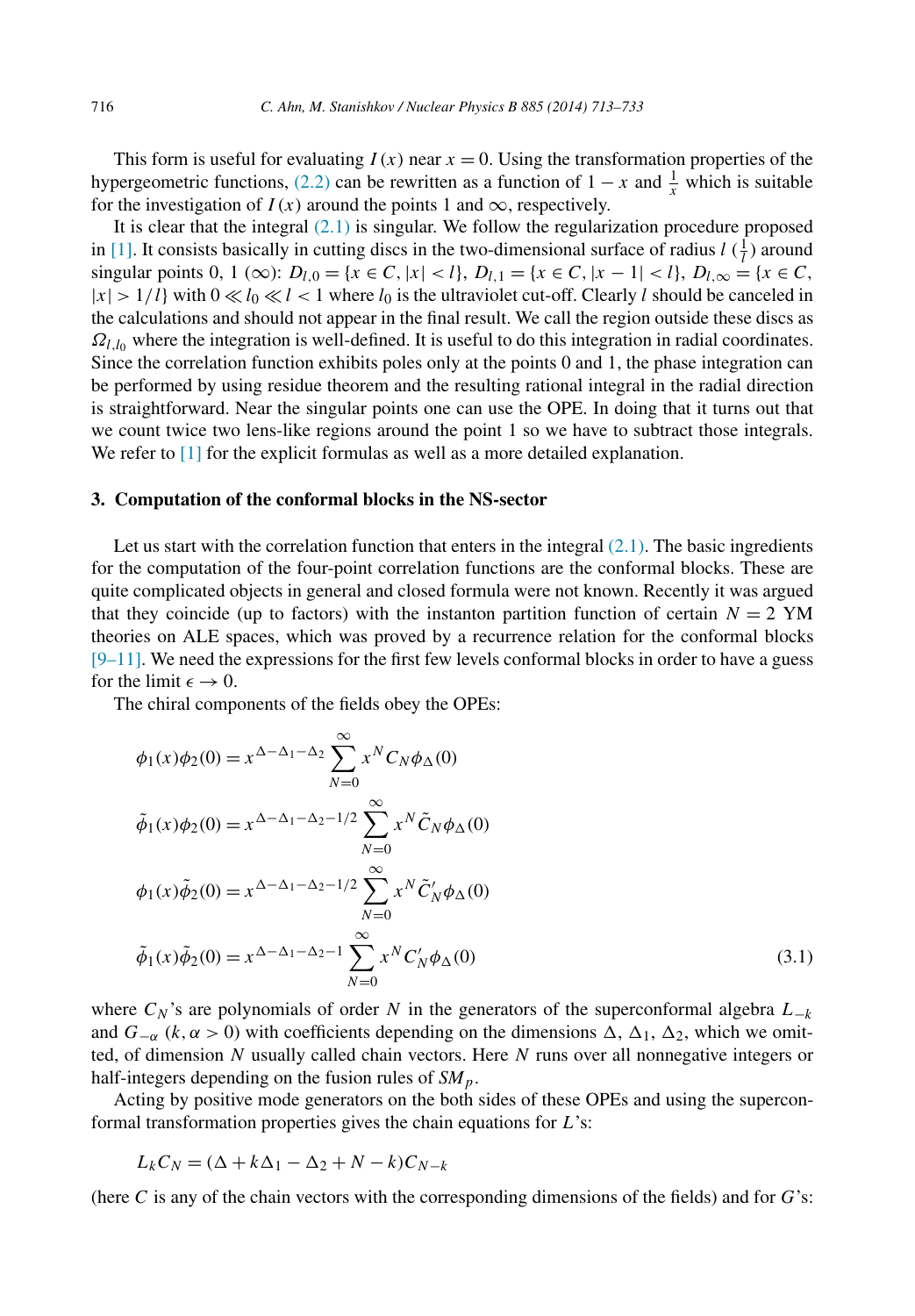This form is useful for evaluating $I(x)$ near $x = 0$. Using the transformation properties of the hypergeometric functions, (2.2) can be rewritten as a function of $1 - x$ and $\frac{1}{x}$ which is suitable for the investigation of $I(x)$ around the points 1 and $\infty$, respectively.

It is clear that the integral (2.1) is singular. We follow the regularization procedure proposed in [1]. It consists basically in cutting discs in the two-dimensional surface of radius $l$ ($\frac{1}{l}$) around singular points 0, 1 ($\infty$): $D_{l,0} = \{x \in C, |x| < l\}$, $D_{l,1} = \{x \in C, |x - 1| < l\}$, $D_{l,\infty} = \{x \in C, |x| > 1/l\}$ with $0 \ll l_0 \ll l < 1$ where $l_0$ is the ultraviolet cut-off. Clearly $l$ should be canceled in the calculations and should not appear in the final result. We call the region outside these discs as $\Omega_{l,l_0}$ where the integration is well-defined. It is useful to do this integration in radial coordinates. Since the correlation function exhibits poles only at the points 0 and 1, the phase integration can be performed by using residue theorem and the resulting rational integral in the radial direction is straightforward. Near the singular points one can use the OPE. In doing that it turns out that we count twice two lens-like regions around the point 1 so we have to subtract those integrals. We refer to [1] for the explicit formulas as well as a more detailed explanation.

## 3. Computation of the conformal blocks in the NS-sector

Let us start with the correlation function that enters in the integral (2.1). The basic ingredients for the computation of the four-point correlation functions are the conformal blocks. These are quite complicated objects in general and closed formula were not known. Recently it was argued that they coincide (up to factors) with the instanton partition function of certain $N = 2$ YM theories on ALE spaces, which was proved by a recurrence relation for the conformal blocks [9–11]. We need the expressions for the first few levels conformal blocks in order to have a guess for the limit $\epsilon \to 0$.

The chiral components of the fields obey the OPEs:

$$\begin{aligned}
\phi_1(x)\phi_2(0) &= x^{\Delta-\Delta_1-\Delta_2}\sum_{N=0}^{\infty} x^N C_N \phi_\Delta(0) \\
\tilde{\phi}_1(x)\phi_2(0) &= x^{\Delta-\Delta_1-\Delta_2-1/2}\sum_{N=0}^{\infty} x^N \tilde{C}_N \phi_\Delta(0) \\
\phi_1(x)\tilde{\phi}_2(0) &= x^{\Delta-\Delta_1-\Delta_2-1/2}\sum_{N=0}^{\infty} x^N \tilde{C}'_N \phi_\Delta(0) \\
\tilde{\phi}_1(x)\tilde{\phi}_2(0) &= x^{\Delta-\Delta_1-\Delta_2-1}\sum_{N=0}^{\infty} x^N C'_N \phi_\Delta(0)
\end{aligned} \tag{3.1}$$

where $C_N$'s are polynomials of order $N$ in the generators of the superconformal algebra $L_{-k}$ and $G_{-\alpha}$ ($k, \alpha > 0$) with coefficients depending on the dimensions $\Delta$, $\Delta_1$, $\Delta_2$, which we omitted, of dimension $N$ usually called chain vectors. Here $N$ runs over all nonnegative integers or half-integers depending on the fusion rules of $SM_p$.

Acting by positive mode generators on the both sides of these OPEs and using the superconformal transformation properties gives the chain equations for $L$'s:

$$L_k C_N = (\Delta + k\Delta_1 - \Delta_2 + N - k)C_{N-k}$$

(here $C$ is any of the chain vectors with the corresponding dimensions of the fields) and for $G$'s: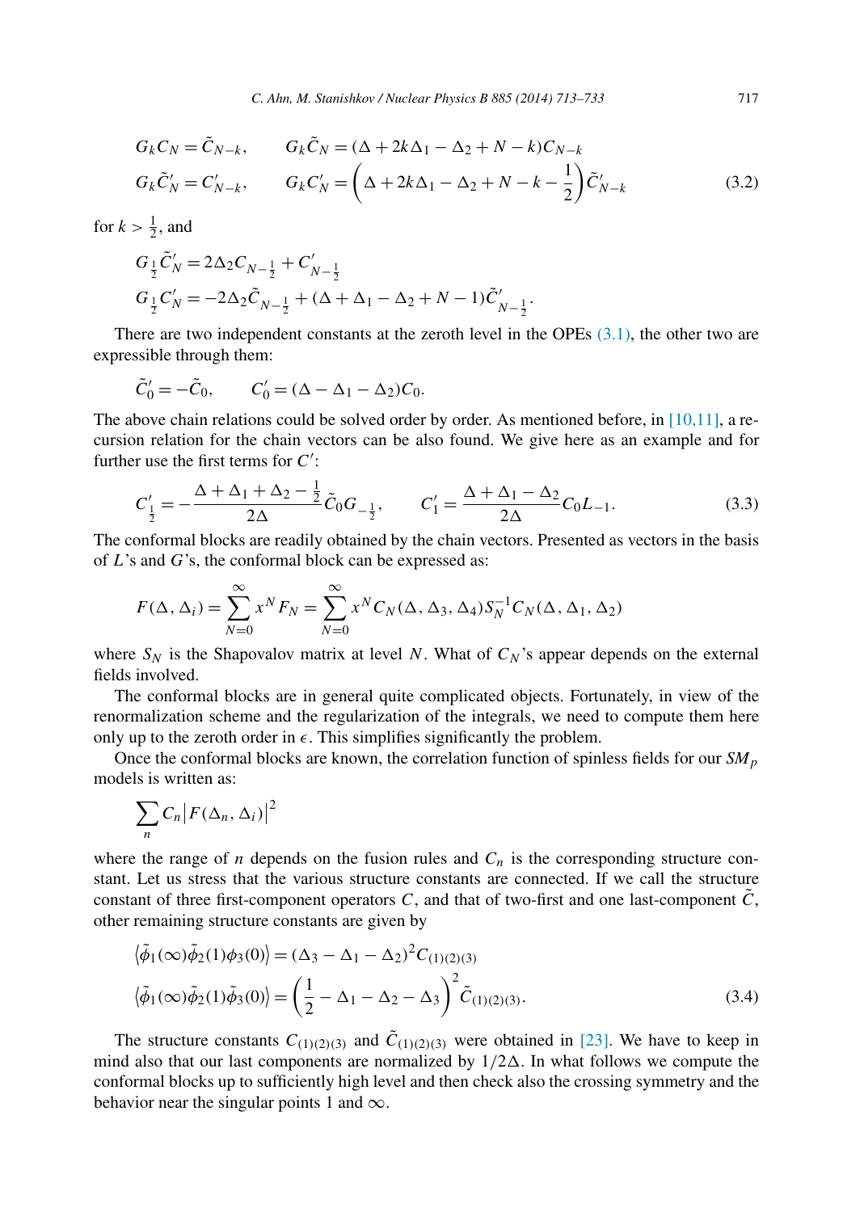$$
\begin{aligned}
G_k C_N &= \tilde{C}_{N-k}, \qquad G_k \tilde{C}_N = (\Delta + 2k\Delta_1 - \Delta_2 + N - k) C_{N-k} \\
G_k \tilde{C}'_N &= C'_{N-k}, \qquad G_k C'_N = \left(\Delta + 2k\Delta_1 - \Delta_2 + N - k - \frac{1}{2}\right) \tilde{C}'_{N-k}
\end{aligned}
\tag{3.2}
$$

for $k > \frac{1}{2}$, and

$$
\begin{aligned}
G_{\frac{1}{2}} \tilde{C}'_N &= 2\Delta_2 C_{N-\frac{1}{2}} + C'_{N-\frac{1}{2}} \\
G_{\frac{1}{2}} C'_N &= -2\Delta_2 \tilde{C}_{N-\frac{1}{2}} + (\Delta + \Delta_1 - \Delta_2 + N - 1) \tilde{C}'_{N-\frac{1}{2}}.
\end{aligned}
$$

There are two independent constants at the zeroth level in the OPEs (3.1), the other two are expressible through them:

$$
\tilde{C}'_0 = -\tilde{C}_0, \qquad C'_0 = (\Delta - \Delta_1 - \Delta_2) C_0.
$$

The above chain relations could be solved order by order. As mentioned before, in [10,11], a recursion relation for the chain vectors can be also found. We give here as an example and for further use the first terms for $C'$:

$$
C'_{\frac{1}{2}} = -\frac{\Delta + \Delta_1 + \Delta_2 - \frac{1}{2}}{2\Delta} \tilde{C}_0 G_{-\frac{1}{2}}, \qquad C'_1 = \frac{\Delta + \Delta_1 - \Delta_2}{2\Delta} C_0 L_{-1}.
\tag{3.3}
$$

The conformal blocks are readily obtained by the chain vectors. Presented as vectors in the basis of $L$'s and $G$'s, the conformal block can be expressed as:

$$
F(\Delta, \Delta_i) = \sum_{N=0}^{\infty} x^N F_N = \sum_{N=0}^{\infty} x^N C_N(\Delta, \Delta_3, \Delta_4) S_N^{-1} C_N(\Delta, \Delta_1, \Delta_2)
$$

where $S_N$ is the Shapovalov matrix at level $N$. What of $C_N$'s appear depends on the external fields involved.

The conformal blocks are in general quite complicated objects. Fortunately, in view of the renormalization scheme and the regularization of the integrals, we need to compute them here only up to the zeroth order in $\epsilon$. This simplifies significantly the problem.

Once the conformal blocks are known, the correlation function of spinless fields for our $SM_p$ models is written as:

$$
\sum_n C_n \left| F(\Delta_n, \Delta_i) \right|^2
$$

where the range of $n$ depends on the fusion rules and $C_n$ is the corresponding structure constant. Let us stress that the various structure constants are connected. If we call the structure constant of three first-component operators $C$, and that of two-first and one last-component $\tilde{C}$, other remaining structure constants are given by

$$
\begin{aligned}
\langle \tilde{\phi}_1(\infty) \tilde{\phi}_2(1) \phi_3(0) \rangle &= (\Delta_3 - \Delta_1 - \Delta_2)^2 C_{(1)(2)(3)} \\
\langle \tilde{\phi}_1(\infty) \tilde{\phi}_2(1) \tilde{\phi}_3(0) \rangle &= \left(\frac{1}{2} - \Delta_1 - \Delta_2 - \Delta_3\right)^2 \tilde{C}_{(1)(2)(3)}.
\end{aligned}
\tag{3.4}
$$

The structure constants $C_{(1)(2)(3)}$ and $\tilde{C}_{(1)(2)(3)}$ were obtained in [23]. We have to keep in mind also that our last components are normalized by $1/2\Delta$. In what follows we compute the conformal blocks up to sufficiently high level and then check also the crossing symmetry and the behavior near the singular points 1 and $\infty$.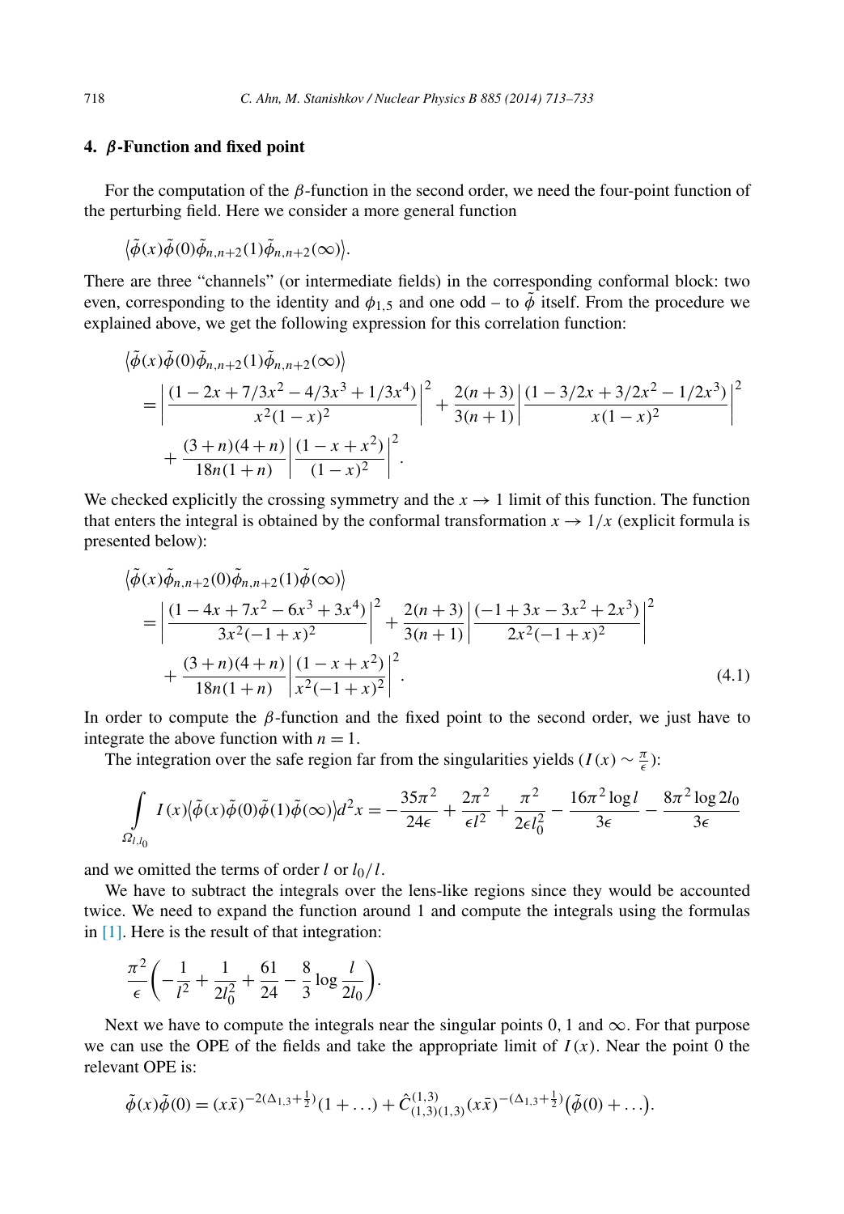## 4. $\beta$-Function and fixed point

For the computation of the $\beta$-function in the second order, we need the four-point function of the perturbing field. Here we consider a more general function

$$\langle \tilde{\phi}(x)\tilde{\phi}(0)\tilde{\phi}_{n,n+2}(1)\tilde{\phi}_{n,n+2}(\infty)\rangle.$$

There are three "channels" (or intermediate fields) in the corresponding conformal block: two even, corresponding to the identity and $\phi_{1,5}$ and one odd – to $\tilde{\phi}$ itself. From the procedure we explained above, we get the following expression for this correlation function:

$$\begin{aligned}
&\langle \tilde{\phi}(x)\tilde{\phi}(0)\tilde{\phi}_{n,n+2}(1)\tilde{\phi}_{n,n+2}(\infty)\rangle \\
&\quad = \left|\frac{(1-2x+7/3x^2-4/3x^3+1/3x^4)}{x^2(1-x)^2}\right|^2 + \frac{2(n+3)}{3(n+1)}\left|\frac{(1-3/2x+3/2x^2-1/2x^3)}{x(1-x)^2}\right|^2 \\
&\qquad + \frac{(3+n)(4+n)}{18n(1+n)}\left|\frac{(1-x+x^2)}{(1-x)^2}\right|^2.
\end{aligned}$$

We checked explicitly the crossing symmetry and the $x \to 1$ limit of this function. The function that enters the integral is obtained by the conformal transformation $x \to 1/x$ (explicit formula is presented below):

$$\begin{aligned}
&\langle \tilde{\phi}(x)\tilde{\phi}_{n,n+2}(0)\tilde{\phi}_{n,n+2}(1)\tilde{\phi}(\infty)\rangle \\
&\quad = \left|\frac{(1-4x+7x^2-6x^3+3x^4)}{3x^2(-1+x)^2}\right|^2 + \frac{2(n+3)}{3(n+1)}\left|\frac{(-1+3x-3x^2+2x^3)}{2x^2(-1+x)^2}\right|^2 \\
&\qquad + \frac{(3+n)(4+n)}{18n(1+n)}\left|\frac{(1-x+x^2)}{x^2(-1+x)^2}\right|^2.
\end{aligned} \tag{4.1}$$

In order to compute the $\beta$-function and the fixed point to the second order, we just have to integrate the above function with $n = 1$.

The integration over the safe region far from the singularities yields ($I(x) \sim \frac{\pi}{\epsilon}$):

$$\int\limits_{\Omega_{l,l_0}} I(x)\langle \tilde{\phi}(x)\tilde{\phi}(0)\tilde{\phi}(1)\tilde{\phi}(\infty)\rangle d^2x = -\frac{35\pi^2}{24\epsilon} + \frac{2\pi^2}{\epsilon l^2} + \frac{\pi^2}{2\epsilon l_0^2} - \frac{16\pi^2 \log l}{3\epsilon} - \frac{8\pi^2 \log 2l_0}{3\epsilon}$$

and we omitted the terms of order $l$ or $l_0/l$.

We have to subtract the integrals over the lens-like regions since they would be accounted twice. We need to expand the function around 1 and compute the integrals using the formulas in [1]. Here is the result of that integration:

$$\frac{\pi^2}{\epsilon}\left(-\frac{1}{l^2} + \frac{1}{2l_0^2} + \frac{61}{24} - \frac{8}{3}\log\frac{l}{2l_0}\right).$$

Next we have to compute the integrals near the singular points 0, 1 and $\infty$. For that purpose we can use the OPE of the fields and take the appropriate limit of $I(x)$. Near the point 0 the relevant OPE is:

$$\tilde{\phi}(x)\tilde{\phi}(0) = (x\bar{x})^{-2(\Delta_{1,3}+\frac{1}{2})}(1+\ldots) + \hat{C}^{(1,3)}_{(1,3)(1,3)}(x\bar{x})^{-(\Delta_{1,3}+\frac{1}{2})}\big(\tilde{\phi}(0)+\ldots\big).$$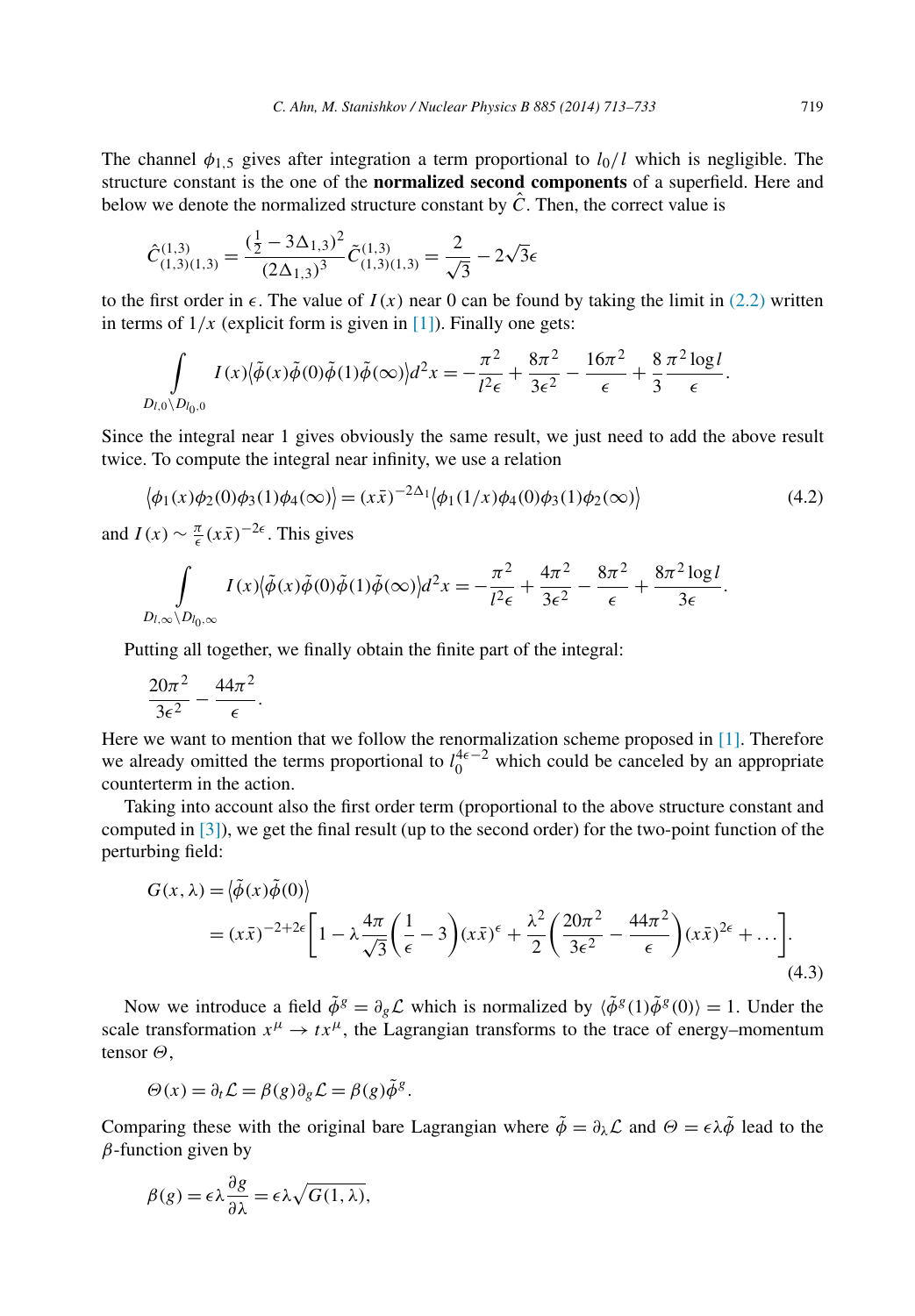The channel $\phi_{1,5}$ gives after integration a term proportional to $l_0/l$ which is negligible. The structure constant is the one of the **normalized second components** of a superfield. Here and below we denote the normalized structure constant by $\hat{C}$. Then, the correct value is

$$\hat{C}^{(1,3)}_{(1,3)(1,3)} = \frac{(\frac{1}{2} - 3\Delta_{1,3})^2}{(2\Delta_{1,3})^3} \tilde{C}^{(1,3)}_{(1,3)(1,3)} = \frac{2}{\sqrt{3}} - 2\sqrt{3}\epsilon$$

to the first order in $\epsilon$. The value of $I(x)$ near 0 can be found by taking the limit in (2.2) written in terms of $1/x$ (explicit form is given in [1]). Finally one gets:

$$\int_{D_{l,0} \setminus D_{l_0,0}} I(x) \langle \tilde{\phi}(x)\tilde{\phi}(0)\tilde{\phi}(1)\tilde{\phi}(\infty)\rangle d^2x = -\frac{\pi^2}{l^2\epsilon} + \frac{8\pi^2}{3\epsilon^2} - \frac{16\pi^2}{\epsilon} + \frac{8}{3}\frac{\pi^2 \log l}{\epsilon}.$$

Since the integral near 1 gives obviously the same result, we just need to add the above result twice. To compute the integral near infinity, we use a relation

$$\langle \phi_1(x)\phi_2(0)\phi_3(1)\phi_4(\infty)\rangle = (x\bar{x})^{-2\Delta_1} \langle \phi_1(1/x)\phi_4(0)\phi_3(1)\phi_2(\infty)\rangle \tag{4.2}$$

and $I(x) \sim \frac{\pi}{\epsilon}(x\bar{x})^{-2\epsilon}$. This gives

$$\int_{D_{l,\infty} \setminus D_{l_0,\infty}} I(x) \langle \tilde{\phi}(x)\tilde{\phi}(0)\tilde{\phi}(1)\tilde{\phi}(\infty)\rangle d^2x = -\frac{\pi^2}{l^2\epsilon} + \frac{4\pi^2}{3\epsilon^2} - \frac{8\pi^2}{\epsilon} + \frac{8\pi^2 \log l}{3\epsilon}.$$

Putting all together, we finally obtain the finite part of the integral:

$$\frac{20\pi^2}{3\epsilon^2} - \frac{44\pi^2}{\epsilon}.$$

Here we want to mention that we follow the renormalization scheme proposed in [1]. Therefore we already omitted the terms proportional to $l_0^{4\epsilon-2}$ which could be canceled by an appropriate counterterm in the action.

Taking into account also the first order term (proportional to the above structure constant and computed in [3]), we get the final result (up to the second order) for the two-point function of the perturbing field:

$$\begin{aligned} G(x, \lambda) &= \langle \tilde{\phi}(x)\tilde{\phi}(0)\rangle \\ &= (x\bar{x})^{-2+2\epsilon}\left[1 - \lambda\frac{4\pi}{\sqrt{3}}\left(\frac{1}{\epsilon} - 3\right)(x\bar{x})^{\epsilon} + \frac{\lambda^2}{2}\left(\frac{20\pi^2}{3\epsilon^2} - \frac{44\pi^2}{\epsilon}\right)(x\bar{x})^{2\epsilon} + \ldots\right]. \end{aligned} \tag{4.3}$$

Now we introduce a field $\tilde{\phi}^g = \partial_g \mathcal{L}$ which is normalized by $\langle \tilde{\phi}^g(1)\tilde{\phi}^g(0)\rangle = 1$. Under the scale transformation $x^\mu \to t x^\mu$, the Lagrangian transforms to the trace of energy–momentum tensor $\Theta$,

$$\Theta(x) = \partial_t \mathcal{L} = \beta(g)\partial_g \mathcal{L} = \beta(g)\tilde{\phi}^g.$$

Comparing these with the original bare Lagrangian where $\tilde{\phi} = \partial_\lambda \mathcal{L}$ and $\Theta = \epsilon\lambda\tilde{\phi}$ lead to the $\beta$-function given by

$$\beta(g) = \epsilon\lambda\frac{\partial g}{\partial \lambda} = \epsilon\lambda\sqrt{G(1, \lambda)},$$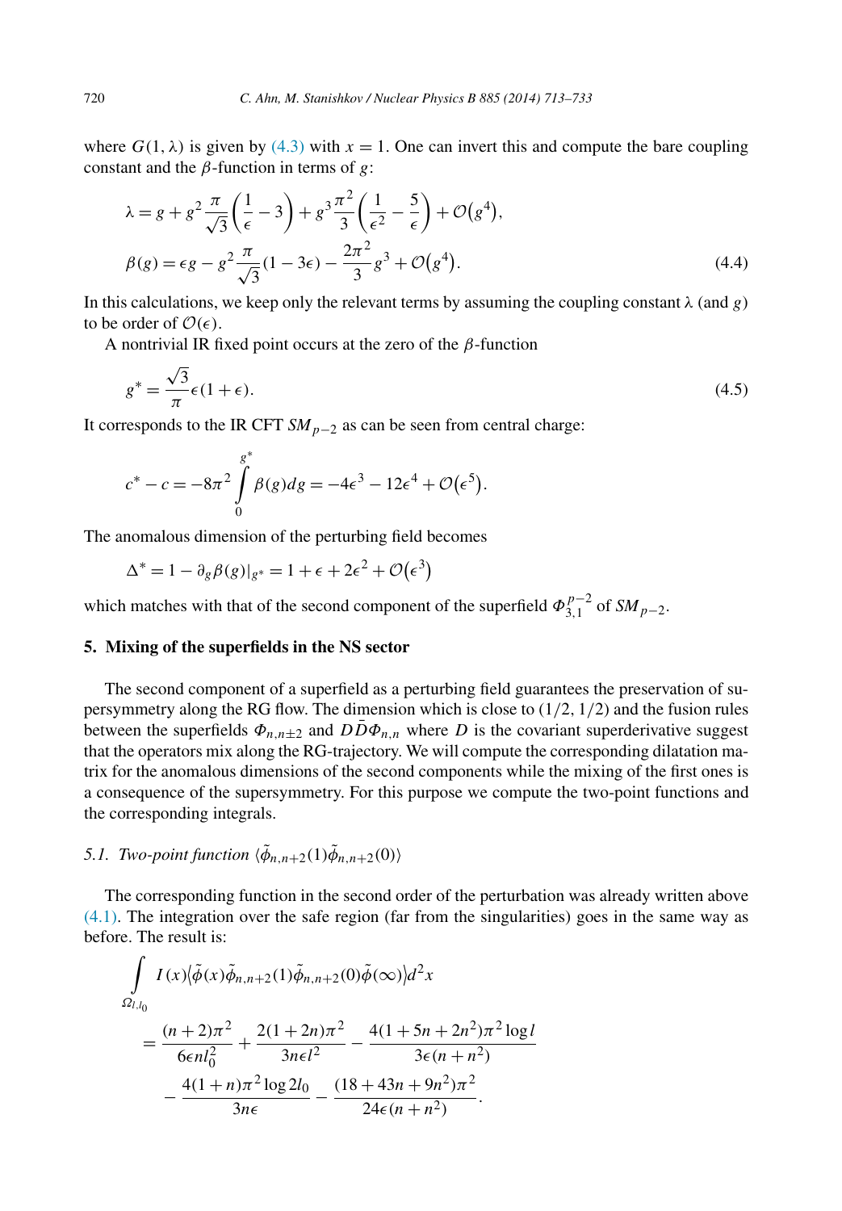where $G(1, \lambda)$ is given by (4.3) with $x = 1$. One can invert this and compute the bare coupling constant and the $\beta$-function in terms of $g$:

$$
\begin{aligned}
\lambda &= g + g^2 \frac{\pi}{\sqrt{3}} \left( \frac{1}{\epsilon} - 3 \right) + g^3 \frac{\pi^2}{3} \left( \frac{1}{\epsilon^2} - \frac{5}{\epsilon} \right) + \mathcal{O}(g^4), \\
\beta(g) &= \epsilon g - g^2 \frac{\pi}{\sqrt{3}} (1 - 3\epsilon) - \frac{2\pi^2}{3} g^3 + \mathcal{O}(g^4).
\end{aligned}
\tag{4.4}
$$

In this calculations, we keep only the relevant terms by assuming the coupling constant $\lambda$ (and $g$) to be order of $\mathcal{O}(\epsilon)$.

A nontrivial IR fixed point occurs at the zero of the $\beta$-function

$$
g^* = \frac{\sqrt{3}}{\pi} \epsilon (1 + \epsilon).
\tag{4.5}
$$

It corresponds to the IR CFT $SM_{p-2}$ as can be seen from central charge:

$$
c^* - c = -8\pi^2 \int_0^{g^*} \beta(g) dg = -4\epsilon^3 - 12\epsilon^4 + \mathcal{O}(\epsilon^5).
$$

The anomalous dimension of the perturbing field becomes

$$
\Delta^* = 1 - \partial_g \beta(g)|_{g^*} = 1 + \epsilon + 2\epsilon^2 + \mathcal{O}(\epsilon^3)
$$

which matches with that of the second component of the superfield $\Phi_{3,1}^{p-2}$ of $SM_{p-2}$.

## 5. Mixing of the superfields in the NS sector

The second component of a superfield as a perturbing field guarantees the preservation of supersymmetry along the RG flow. The dimension which is close to $(1/2, 1/2)$ and the fusion rules between the superfields $\Phi_{n,n\pm 2}$ and $D\bar{D}\Phi_{n,n}$ where $D$ is the covariant superderivative suggest that the operators mix along the RG-trajectory. We will compute the corresponding dilatation matrix for the anomalous dimensions of the second components while the mixing of the first ones is a consequence of the supersymmetry. For this purpose we compute the two-point functions and the corresponding integrals.

### 5.1. Two-point function $\langle \tilde{\phi}_{n,n+2}(1) \tilde{\phi}_{n,n+2}(0) \rangle$

The corresponding function in the second order of the perturbation was already written above (4.1). The integration over the safe region (far from the singularities) goes in the same way as before. The result is:

$$
\begin{aligned}
&\int_{\Omega_{l,l_0}} I(x) \langle \tilde{\phi}(x) \tilde{\phi}_{n,n+2}(1) \tilde{\phi}_{n,n+2}(0) \tilde{\phi}(\infty) \rangle d^2x \\
&\quad = \frac{(n+2)\pi^2}{6\epsilon n l_0^2} + \frac{2(1+2n)\pi^2}{3n\epsilon l^2} - \frac{4(1+5n+2n^2)\pi^2 \log l}{3\epsilon(n+n^2)} \\
&\qquad - \frac{4(1+n)\pi^2 \log 2l_0}{3n\epsilon} - \frac{(18+43n+9n^2)\pi^2}{24\epsilon(n+n^2)}.
\end{aligned}
$$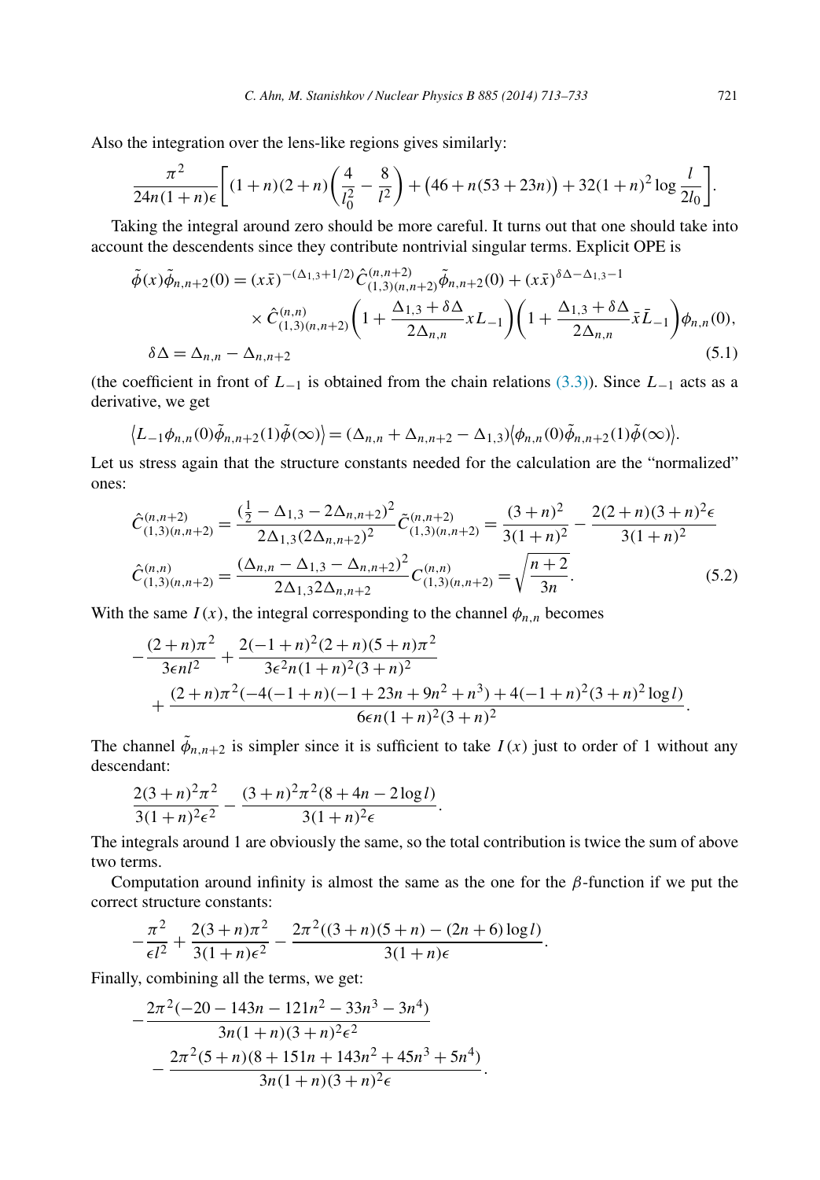Also the integration over the lens-like regions gives similarly:

$$\frac{\pi^2}{24n(1+n)\epsilon}\left[(1+n)(2+n)\left(\frac{4}{l_0^2}-\frac{8}{l^2}\right)+\big(46+n(53+23n)\big)+32(1+n)^2\log\frac{l}{2l_0}\right].$$

Taking the integral around zero should be more careful. It turns out that one should take into account the descendents since they contribute nontrivial singular terms. Explicit OPE is

$$\begin{aligned}
\tilde{\phi}(x)\tilde{\phi}_{n,n+2}(0) &= (x\bar{x})^{-(\Delta_{1,3}+1/2)}\hat{C}^{(n,n+2)}_{(1,3)(n,n+2)}\tilde{\phi}_{n,n+2}(0)+(x\bar{x})^{\delta\Delta-\Delta_{1,3}-1} \\
&\quad\times \hat{C}^{(n,n)}_{(1,3)(n,n+2)}\left(1+\frac{\Delta_{1,3}+\delta\Delta}{2\Delta_{n,n}}xL_{-1}\right)\left(1+\frac{\Delta_{1,3}+\delta\Delta}{2\Delta_{n,n}}\bar{x}\bar{L}_{-1}\right)\phi_{n,n}(0), \\
\delta\Delta &= \Delta_{n,n}-\Delta_{n,n+2}
\end{aligned} \tag{5.1}$$

(the coefficient in front of $L_{-1}$ is obtained from the chain relations (3.3)). Since $L_{-1}$ acts as a derivative, we get

$$\big\langle L_{-1}\phi_{n,n}(0)\tilde{\phi}_{n,n+2}(1)\tilde{\phi}(\infty)\big\rangle = (\Delta_{n,n}+\Delta_{n,n+2}-\Delta_{1,3})\big\langle\phi_{n,n}(0)\tilde{\phi}_{n,n+2}(1)\tilde{\phi}(\infty)\big\rangle.$$

Let us stress again that the structure constants needed for the calculation are the "normalized" ones:

$$\begin{aligned}
\hat{C}^{(n,n+2)}_{(1,3)(n,n+2)} &= \frac{(\frac{1}{2}-\Delta_{1,3}-2\Delta_{n,n+2})^2}{2\Delta_{1,3}(2\Delta_{n,n+2})^2}\tilde{C}^{(n,n+2)}_{(1,3)(n,n+2)} = \frac{(3+n)^2}{3(1+n)^2}-\frac{2(2+n)(3+n)^2\epsilon}{3(1+n)^2} \\
\hat{C}^{(n,n)}_{(1,3)(n,n+2)} &= \frac{(\Delta_{n,n}-\Delta_{1,3}-\Delta_{n,n+2})^2}{2\Delta_{1,3}2\Delta_{n,n+2}}C^{(n,n)}_{(1,3)(n,n+2)} = \sqrt{\frac{n+2}{3n}}.
\end{aligned} \tag{5.2}$$

With the same $I(x)$, the integral corresponding to the channel $\phi_{n,n}$ becomes

$$-\frac{(2+n)\pi^2}{3\epsilon nl^2}+\frac{2(-1+n)^2(2+n)(5+n)\pi^2}{3\epsilon^2 n(1+n)^2(3+n)^2} + \frac{(2+n)\pi^2(-4(-1+n)(-1+23n+9n^2+n^3)+4(-1+n)^2(3+n)^2\log l)}{6\epsilon n(1+n)^2(3+n)^2}.$$

The channel $\tilde{\phi}_{n,n+2}$ is simpler since it is sufficient to take $I(x)$ just to order of 1 without any descendant:

$$\frac{2(3+n)^2\pi^2}{3(1+n)^2\epsilon^2}-\frac{(3+n)^2\pi^2(8+4n-2\log l)}{3(1+n)^2\epsilon}.$$

The integrals around 1 are obviously the same, so the total contribution is twice the sum of above two terms.

Computation around infinity is almost the same as the one for the $\beta$-function if we put the correct structure constants:

$$-\frac{\pi^2}{\epsilon l^2}+\frac{2(3+n)\pi^2}{3(1+n)\epsilon^2}-\frac{2\pi^2((3+n)(5+n)-(2n+6)\log l)}{3(1+n)\epsilon}.$$

Finally, combining all the terms, we get:

$$-\frac{2\pi^2(-20-143n-121n^2-33n^3-3n^4)}{3n(1+n)(3+n)^2\epsilon^2} - \frac{2\pi^2(5+n)(8+151n+143n^2+45n^3+5n^4)}{3n(1+n)(3+n)^2\epsilon}.$$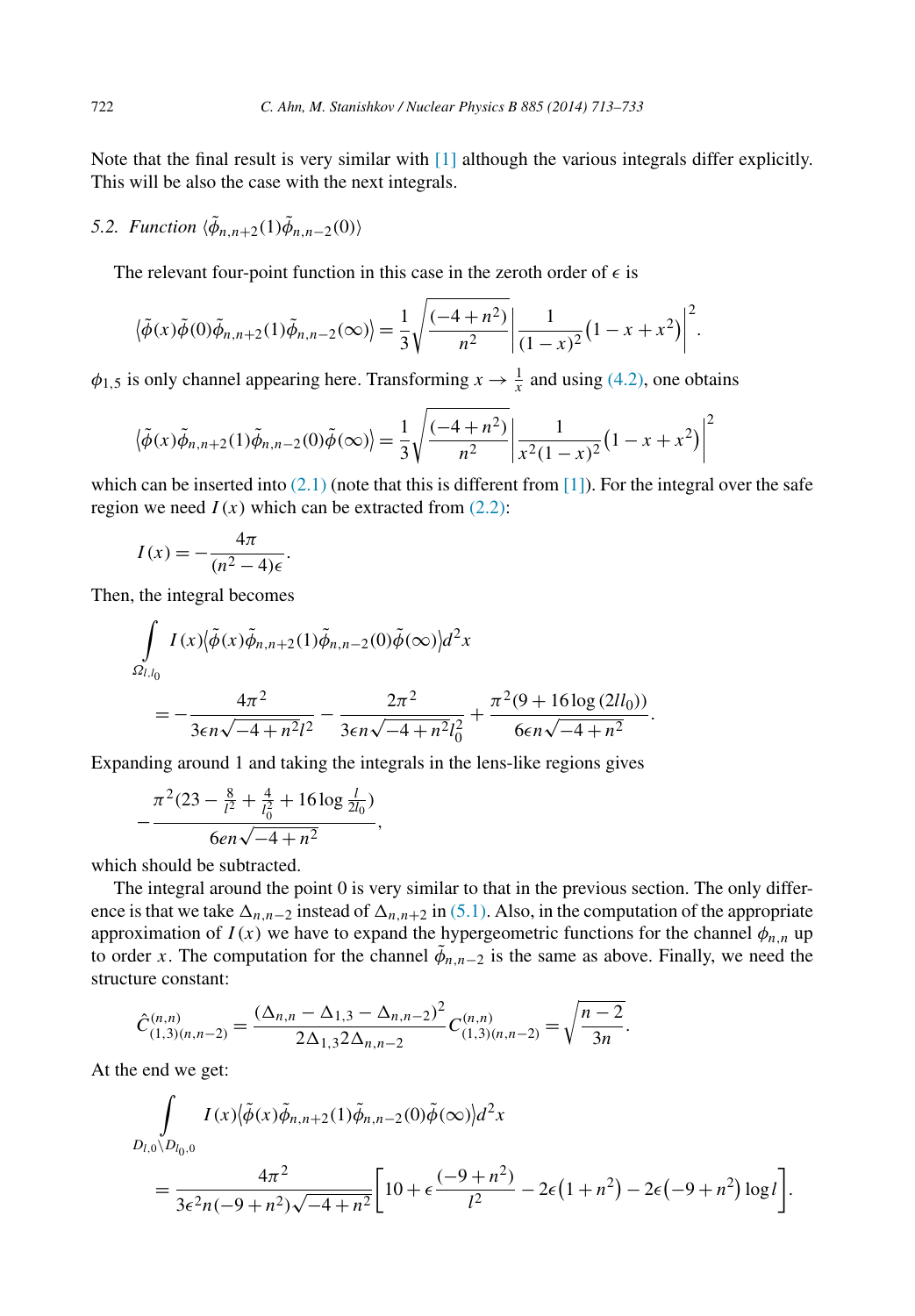Note that the final result is very similar with [1] although the various integrals differ explicitly. This will be also the case with the next integrals.

### 5.2. Function $\langle\tilde{\phi}_{n,n+2}(1)\tilde{\phi}_{n,n-2}(0)\rangle$

The relevant four-point function in this case in the zeroth order of $\epsilon$ is

$$\big\langle\tilde{\phi}(x)\tilde{\phi}(0)\tilde{\phi}_{n,n+2}(1)\tilde{\phi}_{n,n-2}(\infty)\big\rangle = \frac{1}{3}\sqrt{\frac{(-4+n^2)}{n^2}}\left|\frac{1}{(1-x)^2}\big(1-x+x^2\big)\right|^2.$$

$\phi_{1,5}$ is only channel appearing here. Transforming $x \to \frac{1}{x}$ and using (4.2), one obtains

$$\big\langle\tilde{\phi}(x)\tilde{\phi}_{n,n+2}(1)\tilde{\phi}_{n,n-2}(0)\tilde{\phi}(\infty)\big\rangle = \frac{1}{3}\sqrt{\frac{(-4+n^2)}{n^2}}\left|\frac{1}{x^2(1-x)^2}\big(1-x+x^2\big)\right|^2$$

which can be inserted into (2.1) (note that this is different from [1]). For the integral over the safe region we need $I(x)$ which can be extracted from (2.2):

$$I(x) = -\frac{4\pi}{(n^2-4)\epsilon}.$$

Then, the integral becomes

$$\int\limits_{\Omega_{l,l_0}} I(x)\big\langle\tilde{\phi}(x)\tilde{\phi}_{n,n+2}(1)\tilde{\phi}_{n,n-2}(0)\tilde{\phi}(\infty)\big\rangle d^2x$$
$$= -\frac{4\pi^2}{3\epsilon n\sqrt{-4+n^2}l^2} - \frac{2\pi^2}{3\epsilon n\sqrt{-4+n^2}l_0^2} + \frac{\pi^2(9+16\log(2ll_0))}{6\epsilon n\sqrt{-4+n^2}}.$$

Expanding around 1 and taking the integrals in the lens-like regions gives

$$-\frac{\pi^2(23-\frac{8}{l^2}+\frac{4}{l_0^2}+16\log\frac{l}{2l_0})}{6en\sqrt{-4+n^2}},$$

which should be subtracted.

The integral around the point 0 is very similar to that in the previous section. The only difference is that we take $\Delta_{n,n-2}$ instead of $\Delta_{n,n+2}$ in (5.1). Also, in the computation of the appropriate approximation of $I(x)$ we have to expand the hypergeometric functions for the channel $\phi_{n,n}$ up to order $x$. The computation for the channel $\tilde{\phi}_{n,n-2}$ is the same as above. Finally, we need the structure constant:

$$\hat{C}^{(n,n)}_{(1,3)(n,n-2)} = \frac{(\Delta_{n,n}-\Delta_{1,3}-\Delta_{n,n-2})^2}{2\Delta_{1,3}2\Delta_{n,n-2}}C^{(n,n)}_{(1,3)(n,n-2)} = \sqrt{\frac{n-2}{3n}}.$$

At the end we get:

$$\int\limits_{D_{l,0}\setminus D_{l_0,0}} I(x)\big\langle\tilde{\phi}(x)\tilde{\phi}_{n,n+2}(1)\tilde{\phi}_{n,n-2}(0)\tilde{\phi}(\infty)\big\rangle d^2x$$
$$= \frac{4\pi^2}{3\epsilon^2 n(-9+n^2)\sqrt{-4+n^2}}\left[10+\epsilon\frac{(-9+n^2)}{l^2}-2\epsilon\big(1+n^2\big)-2\epsilon\big(-9+n^2\big)\log l\right].$$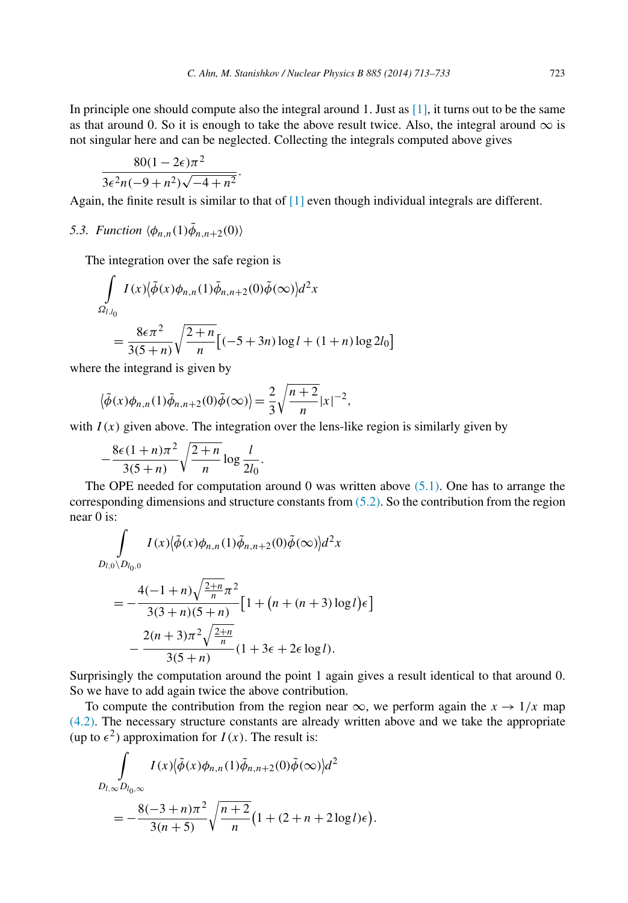In principle one should compute also the integral around 1. Just as [1], it turns out to be the same as that around 0. So it is enough to take the above result twice. Also, the integral around $\infty$ is not singular here and can be neglected. Collecting the integrals computed above gives

$$\frac{80(1-2\epsilon)\pi^2}{3\epsilon^2 n(-9+n^2)\sqrt{-4+n^2}}.$$

Again, the finite result is similar to that of [1] even though individual integrals are different.

### 5.3. Function $\langle \phi_{n,n}(1)\tilde{\phi}_{n,n+2}(0)\rangle$

The integration over the safe region is

$$\int_{\Omega_{l,l_0}} I(x)\langle\tilde{\phi}(x)\phi_{n,n}(1)\tilde{\phi}_{n,n+2}(0)\tilde{\phi}(\infty)\rangle d^2x$$
$$= \frac{8\epsilon\pi^2}{3(5+n)}\sqrt{\frac{2+n}{n}}\left[(-5+3n)\log l + (1+n)\log 2l_0\right]$$

where the integrand is given by

$$\langle\tilde{\phi}(x)\phi_{n,n}(1)\tilde{\phi}_{n,n+2}(0)\tilde{\phi}(\infty)\rangle = \frac{2}{3}\sqrt{\frac{n+2}{n}}|x|^{-2},$$

with $I(x)$ given above. The integration over the lens-like region is similarly given by

$$-\frac{8\epsilon(1+n)\pi^2}{3(5+n)}\sqrt{\frac{2+n}{n}}\log\frac{l}{2l_0}.$$

The OPE needed for computation around 0 was written above (5.1). One has to arrange the corresponding dimensions and structure constants from (5.2). So the contribution from the region near 0 is:

$$\int_{D_{l,0}\setminus D_{l_0,0}} I(x)\langle\tilde{\phi}(x)\phi_{n,n}(1)\tilde{\phi}_{n,n+2}(0)\tilde{\phi}(\infty)\rangle d^2x$$
$$= -\frac{4(-1+n)\sqrt{\frac{2+n}{n}}\pi^2}{3(3+n)(5+n)}\left[1+\left(n+(n+3)\log l\right)\epsilon\right]$$
$$-\frac{2(n+3)\pi^2\sqrt{\frac{2+n}{n}}}{3(5+n)}(1+3\epsilon+2\epsilon\log l).$$

Surprisingly the computation around the point 1 again gives a result identical to that around 0. So we have to add again twice the above contribution.

To compute the contribution from the region near $\infty$, we perform again the $x\to 1/x$ map (4.2). The necessary structure constants are already written above and we take the appropriate (up to $\epsilon^2$) approximation for $I(x)$. The result is:

$$\int_{D_{l,\infty}D_{l_0,\infty}} I(x)\langle\tilde{\phi}(x)\phi_{n,n}(1)\tilde{\phi}_{n,n+2}(0)\tilde{\phi}(\infty)\rangle d^2$$
$$= -\frac{8(-3+n)\pi^2}{3(n+5)}\sqrt{\frac{n+2}{n}}\left(1+(2+n+2\log l)\epsilon\right).$$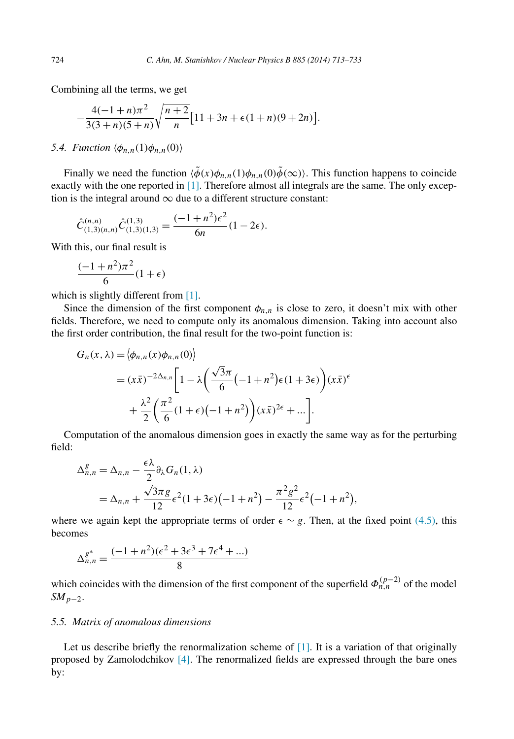Combining all the terms, we get

$$-\frac{4(-1+n)\pi^2}{3(3+n)(5+n)}\sqrt{\frac{n+2}{n}}\big[11+3n+\epsilon(1+n)(9+2n)\big].$$

### 5.4. Function $\langle\phi_{n,n}(1)\phi_{n,n}(0)\rangle$

Finally we need the function $\langle\tilde{\phi}(x)\phi_{n,n}(1)\phi_{n,n}(0)\tilde{\phi}(\infty)\rangle$. This function happens to coincide exactly with the one reported in [1]. Therefore almost all integrals are the same. The only exception is the integral around $\infty$ due to a different structure constant:

$$\hat{C}^{(n,n)}_{(1,3)(n,n)}\hat{C}^{(1,3)}_{(1,3)(1,3)}=\frac{(-1+n^2)\epsilon^2}{6n}(1-2\epsilon).$$

With this, our final result is

$$\frac{(-1+n^2)\pi^2}{6}(1+\epsilon)$$

which is slightly different from [1].

Since the dimension of the first component $\phi_{n,n}$ is close to zero, it doesn't mix with other fields. Therefore, we need to compute only its anomalous dimension. Taking into account also the first order contribution, the final result for the two-point function is:

$$\begin{aligned}
G_n(x,\lambda)&=\langle\phi_{n,n}(x)\phi_{n,n}(0)\rangle\\
&=(x\bar{x})^{-2\Delta_{n,n}}\bigg[1-\lambda\bigg(\frac{\sqrt{3}\pi}{6}\big(-1+n^2\big)\epsilon(1+3\epsilon)\bigg)(x\bar{x})^{\epsilon}\\
&\quad+\frac{\lambda^2}{2}\bigg(\frac{\pi^2}{6}(1+\epsilon)\big(-1+n^2\big)\bigg)(x\bar{x})^{2\epsilon}+\dots\bigg].
\end{aligned}$$

Computation of the anomalous dimension goes in exactly the same way as for the perturbing field:

$$\begin{aligned}
\Delta^g_{n,n}&=\Delta_{n,n}-\frac{\epsilon\lambda}{2}\partial_\lambda G_n(1,\lambda)\\
&=\Delta_{n,n}+\frac{\sqrt{3}\pi g}{12}\epsilon^2(1+3\epsilon)\big(-1+n^2\big)-\frac{\pi^2 g^2}{12}\epsilon^2\big(-1+n^2\big),
\end{aligned}$$

where we again kept the appropriate terms of order $\epsilon\sim g$. Then, at the fixed point (4.5), this becomes

$$\Delta^{g^*}_{n,n}=\frac{(-1+n^2)(\epsilon^2+3\epsilon^3+7\epsilon^4+\dots)}{8}$$

which coincides with the dimension of the first component of the superfield $\Phi^{(p-2)}_{n,n}$ of the model $SM_{p-2}$.

### 5.5. Matrix of anomalous dimensions

Let us describe briefly the renormalization scheme of [1]. It is a variation of that originally proposed by Zamolodchikov [4]. The renormalized fields are expressed through the bare ones by: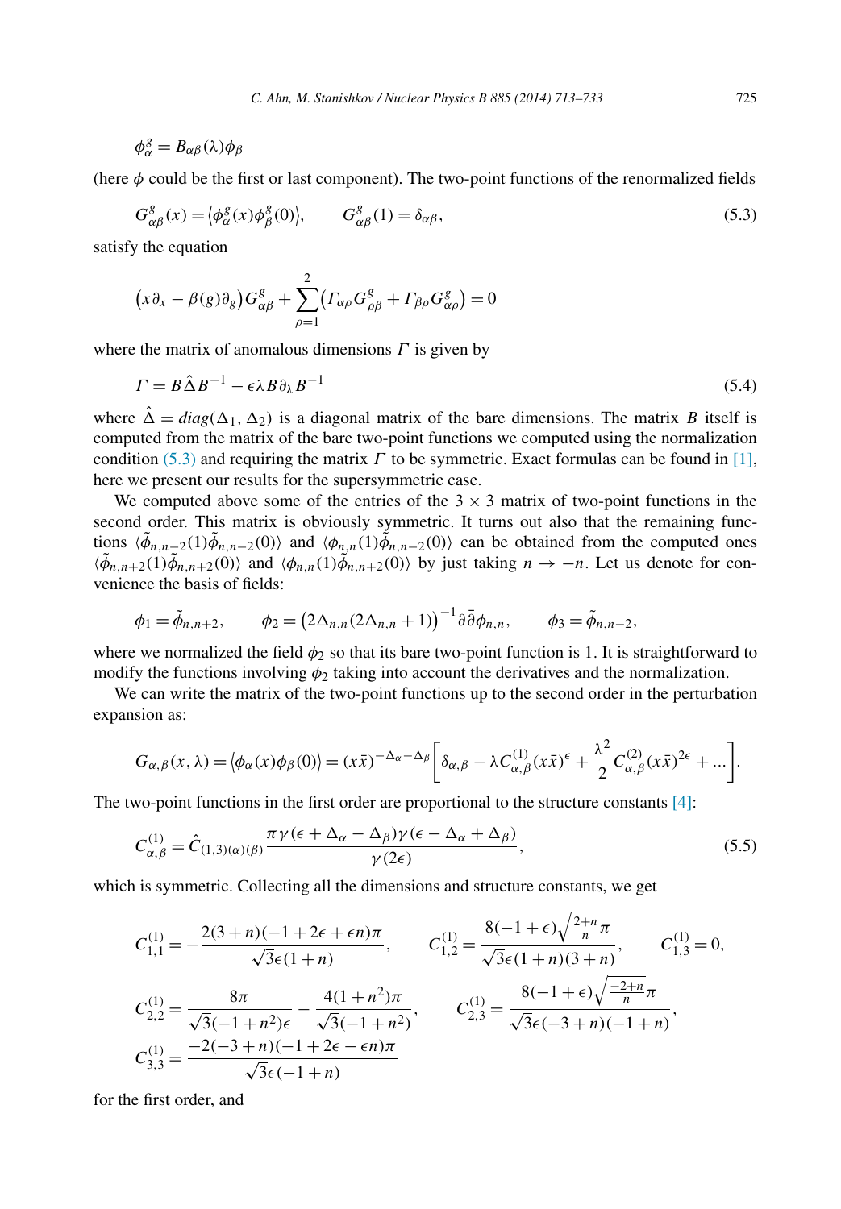$$\phi^g_\alpha = B_{\alpha\beta}(\lambda)\phi_\beta$$

(here $\phi$ could be the first or last component). The two-point functions of the renormalized fields

$$G^g_{\alpha\beta}(x) = \langle \phi^g_\alpha(x)\phi^g_\beta(0)\rangle, \qquad G^g_{\alpha\beta}(1) = \delta_{\alpha\beta}, \tag{5.3}$$

satisfy the equation

$$\left(x\partial_x - \beta(g)\partial_g\right)G^g_{\alpha\beta} + \sum_{\rho=1}^{2}\left(\Gamma_{\alpha\rho}G^g_{\rho\beta} + \Gamma_{\beta\rho}G^g_{\alpha\rho}\right) = 0$$

where the matrix of anomalous dimensions $\Gamma$ is given by

$$\Gamma = B\hat{\Delta}B^{-1} - \epsilon\lambda B\partial_\lambda B^{-1} \tag{5.4}$$

where $\hat{\Delta} = diag(\Delta_1, \Delta_2)$ is a diagonal matrix of the bare dimensions. The matrix $B$ itself is computed from the matrix of the bare two-point functions we computed using the normalization condition (5.3) and requiring the matrix $\Gamma$ to be symmetric. Exact formulas can be found in [1], here we present our results for the supersymmetric case.

We computed above some of the entries of the $3 \times 3$ matrix of two-point functions in the second order. This matrix is obviously symmetric. It turns out also that the remaining functions $\langle\tilde{\phi}_{n,n-2}(1)\tilde{\phi}_{n,n-2}(0)\rangle$ and $\langle\phi_{n,n}(1)\tilde{\phi}_{n,n-2}(0)\rangle$ can be obtained from the computed ones $\langle\tilde{\phi}_{n,n+2}(1)\tilde{\phi}_{n,n+2}(0)\rangle$ and $\langle\phi_{n,n}(1)\tilde{\phi}_{n,n+2}(0)\rangle$ by just taking $n \to -n$. Let us denote for convenience the basis of fields:

$$\phi_1 = \tilde{\phi}_{n,n+2}, \qquad \phi_2 = \left(2\Delta_{n,n}(2\Delta_{n,n}+1)\right)^{-1}\partial\bar{\partial}\phi_{n,n}, \qquad \phi_3 = \tilde{\phi}_{n,n-2},$$

where we normalized the field $\phi_2$ so that its bare two-point function is 1. It is straightforward to modify the functions involving $\phi_2$ taking into account the derivatives and the normalization.

We can write the matrix of the two-point functions up to the second order in the perturbation expansion as:

$$G_{\alpha,\beta}(x,\lambda) = \langle\phi_\alpha(x)\phi_\beta(0)\rangle = (x\bar{x})^{-\Delta_\alpha-\Delta_\beta}\left[\delta_{\alpha,\beta} - \lambda C^{(1)}_{\alpha,\beta}(x\bar{x})^{\epsilon} + \frac{\lambda^2}{2}C^{(2)}_{\alpha,\beta}(x\bar{x})^{2\epsilon} + \dots\right].$$

The two-point functions in the first order are proportional to the structure constants [4]:

$$C^{(1)}_{\alpha,\beta} = \hat{C}_{(1,3)(\alpha)(\beta)}\frac{\pi\gamma(\epsilon+\Delta_\alpha-\Delta_\beta)\gamma(\epsilon-\Delta_\alpha+\Delta_\beta)}{\gamma(2\epsilon)}, \tag{5.5}$$

which is symmetric. Collecting all the dimensions and structure constants, we get

$$C^{(1)}_{1,1} = -\frac{2(3+n)(-1+2\epsilon+\epsilon n)\pi}{\sqrt{3}\epsilon(1+n)}, \qquad C^{(1)}_{1,2} = \frac{8(-1+\epsilon)\sqrt{\frac{2+n}{n}}\pi}{\sqrt{3}\epsilon(1+n)(3+n)}, \qquad C^{(1)}_{1,3} = 0,$$

$$C^{(1)}_{2,2} = \frac{8\pi}{\sqrt{3}(-1+n^2)\epsilon} - \frac{4(1+n^2)\pi}{\sqrt{3}(-1+n^2)}, \qquad C^{(1)}_{2,3} = \frac{8(-1+\epsilon)\sqrt{\frac{-2+n}{n}}\pi}{\sqrt{3}\epsilon(-3+n)(-1+n)},$$

$$C^{(1)}_{3,3} = \frac{-2(-3+n)(-1+2\epsilon-\epsilon n)\pi}{\sqrt{3}\epsilon(-1+n)}$$

for the first order, and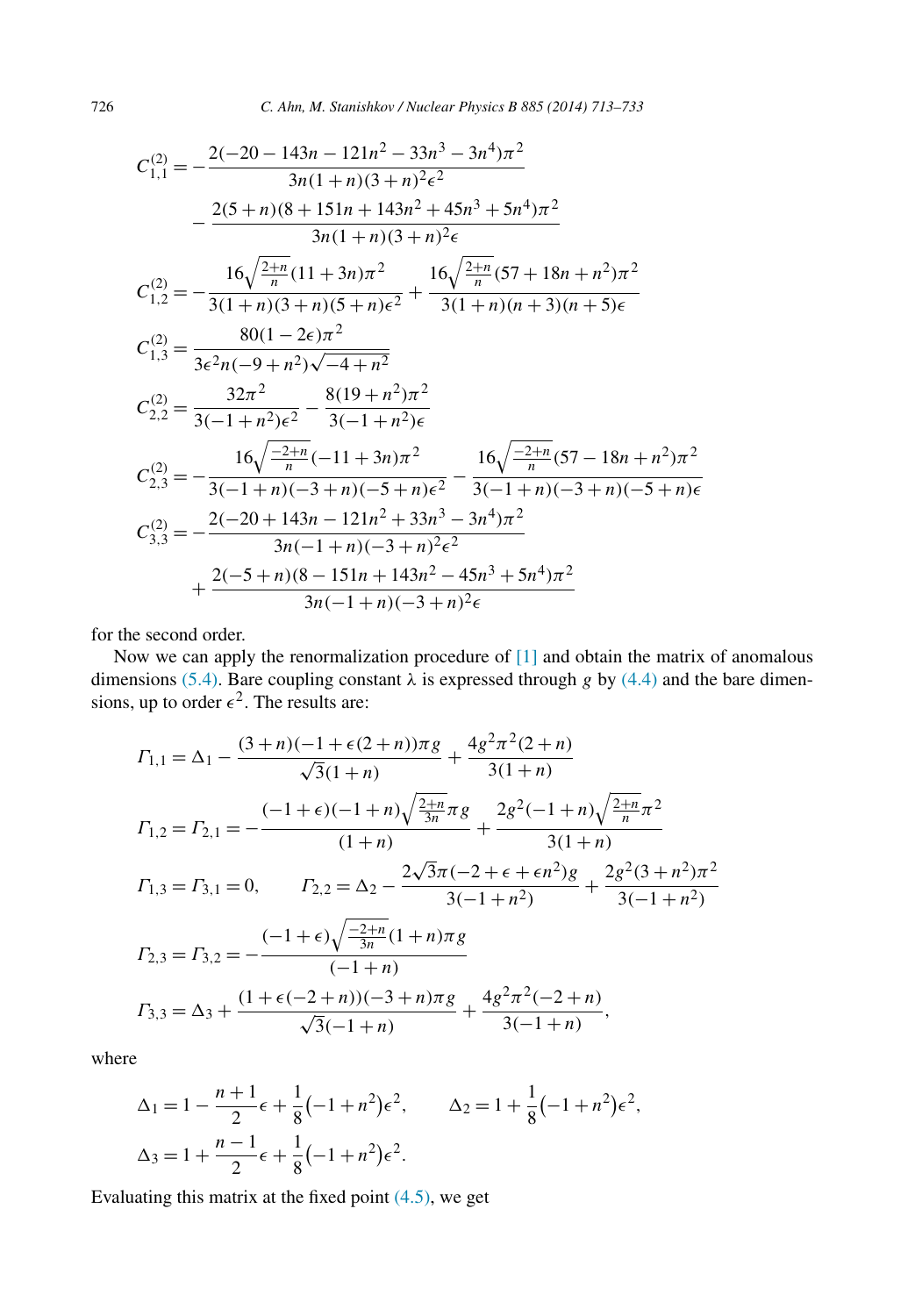$$C^{(2)}_{1,1} = -\frac{2(-20-143n-121n^2-33n^3-3n^4)\pi^2}{3n(1+n)(3+n)^2\epsilon^2} - \frac{2(5+n)(8+151n+143n^2+45n^3+5n^4)\pi^2}{3n(1+n)(3+n)^2\epsilon}$$

$$C^{(2)}_{1,2} = -\frac{16\sqrt{\frac{2+n}{n}}(11+3n)\pi^2}{3(1+n)(3+n)(5+n)\epsilon^2} + \frac{16\sqrt{\frac{2+n}{n}}(57+18n+n^2)\pi^2}{3(1+n)(n+3)(n+5)\epsilon}$$

$$C^{(2)}_{1,3} = \frac{80(1-2\epsilon)\pi^2}{3\epsilon^2 n(-9+n^2)\sqrt{-4+n^2}}$$

$$C^{(2)}_{2,2} = \frac{32\pi^2}{3(-1+n^2)\epsilon^2} - \frac{8(19+n^2)\pi^2}{3(-1+n^2)\epsilon}$$

$$C^{(2)}_{2,3} = -\frac{16\sqrt{\frac{-2+n}{n}}(-11+3n)\pi^2}{3(-1+n)(-3+n)(-5+n)\epsilon^2} - \frac{16\sqrt{\frac{-2+n}{n}}(57-18n+n^2)\pi^2}{3(-1+n)(-3+n)(-5+n)\epsilon}$$

$$C^{(2)}_{3,3} = -\frac{2(-20+143n-121n^2+33n^3-3n^4)\pi^2}{3n(-1+n)(-3+n)^2\epsilon^2} + \frac{2(-5+n)(8-151n+143n^2-45n^3+5n^4)\pi^2}{3n(-1+n)(-3+n)^2\epsilon}$$

for the second order.

Now we can apply the renormalization procedure of [1] and obtain the matrix of anomalous dimensions (5.4). Bare coupling constant $\lambda$ is expressed through $g$ by (4.4) and the bare dimensions, up to order $\epsilon^2$. The results are:

$$\Gamma_{1,1} = \Delta_1 - \frac{(3+n)(-1+\epsilon(2+n))\pi g}{\sqrt{3}(1+n)} + \frac{4g^2\pi^2(2+n)}{3(1+n)}$$

$$\Gamma_{1,2} = \Gamma_{2,1} = -\frac{(-1+\epsilon)(-1+n)\sqrt{\frac{2+n}{3n}}\pi g}{(1+n)} + \frac{2g^2(-1+n)\sqrt{\frac{2+n}{n}}\pi^2}{3(1+n)}$$

$$\Gamma_{1,3} = \Gamma_{3,1} = 0, \qquad \Gamma_{2,2} = \Delta_2 - \frac{2\sqrt{3}\pi(-2+\epsilon+\epsilon n^2)g}{3(-1+n^2)} + \frac{2g^2(3+n^2)\pi^2}{3(-1+n^2)}$$

$$\Gamma_{2,3} = \Gamma_{3,2} = -\frac{(-1+\epsilon)\sqrt{\frac{-2+n}{3n}}(1+n)\pi g}{(-1+n)}$$

$$\Gamma_{3,3} = \Delta_3 + \frac{(1+\epsilon(-2+n))(-3+n)\pi g}{\sqrt{3}(-1+n)} + \frac{4g^2\pi^2(-2+n)}{3(-1+n)},$$

where

$$\Delta_1 = 1 - \frac{n+1}{2}\epsilon + \frac{1}{8}(-1+n^2)\epsilon^2, \qquad \Delta_2 = 1 + \frac{1}{8}(-1+n^2)\epsilon^2,$$

$$\Delta_3 = 1 + \frac{n-1}{2}\epsilon + \frac{1}{8}(-1+n^2)\epsilon^2.$$

Evaluating this matrix at the fixed point (4.5), we get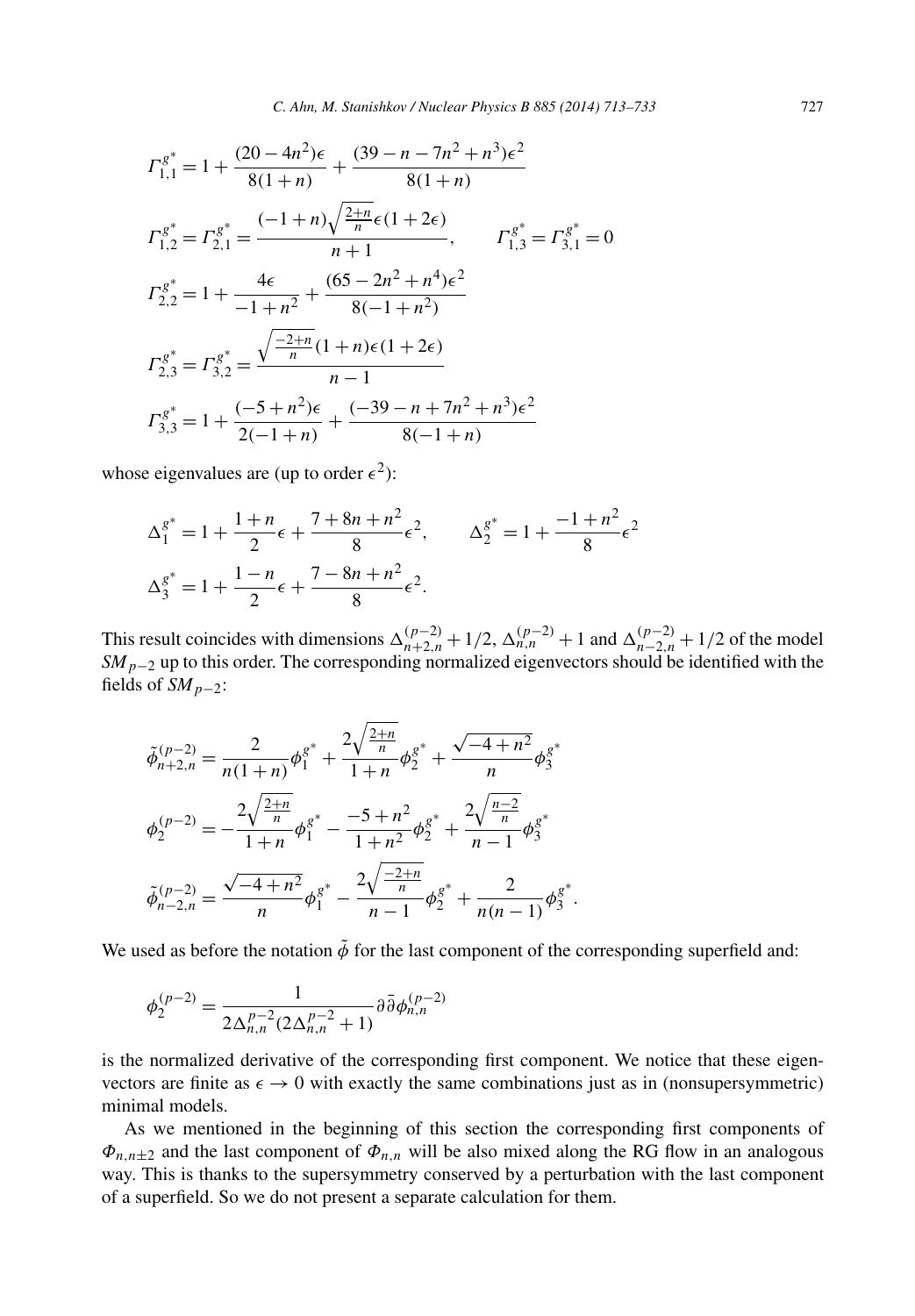$$\Gamma^{g^*}_{1,1} = 1 + \frac{(20 - 4n^2)\epsilon}{8(1+n)} + \frac{(39 - n - 7n^2 + n^3)\epsilon^2}{8(1+n)}$$

$$\Gamma^{g^*}_{1,2} = \Gamma^{g^*}_{2,1} = \frac{(-1+n)\sqrt{\frac{2+n}{n}}\epsilon(1+2\epsilon)}{n+1}, \qquad \Gamma^{g^*}_{1,3} = \Gamma^{g^*}_{3,1} = 0$$

$$\Gamma^{g^*}_{2,2} = 1 + \frac{4\epsilon}{-1+n^2} + \frac{(65 - 2n^2 + n^4)\epsilon^2}{8(-1+n^2)}$$

$$\Gamma^{g^*}_{2,3} = \Gamma^{g^*}_{3,2} = \frac{\sqrt{\frac{-2+n}{n}}(1+n)\epsilon(1+2\epsilon)}{n-1}$$

$$\Gamma^{g^*}_{3,3} = 1 + \frac{(-5+n^2)\epsilon}{2(-1+n)} + \frac{(-39 - n + 7n^2 + n^3)\epsilon^2}{8(-1+n)}$$

whose eigenvalues are (up to order $\epsilon^2$):

$$\Delta^{g^*}_1 = 1 + \frac{1+n}{2}\epsilon + \frac{7 + 8n + n^2}{8}\epsilon^2, \qquad \Delta^{g^*}_2 = 1 + \frac{-1+n^2}{8}\epsilon^2$$

$$\Delta^{g^*}_3 = 1 + \frac{1-n}{2}\epsilon + \frac{7 - 8n + n^2}{8}\epsilon^2.$$

This result coincides with dimensions $\Delta^{(p-2)}_{n+2,n} + 1/2$, $\Delta^{(p-2)}_{n,n} + 1$ and $\Delta^{(p-2)}_{n-2,n} + 1/2$ of the model $SM_{p-2}$ up to this order. The corresponding normalized eigenvectors should be identified with the fields of $SM_{p-2}$:

$$\tilde{\phi}^{(p-2)}_{n+2,n} = \frac{2}{n(1+n)}\phi^{g^*}_1 + \frac{2\sqrt{\frac{2+n}{n}}}{1+n}\phi^{g^*}_2 + \frac{\sqrt{-4+n^2}}{n}\phi^{g^*}_3$$

$$\phi^{(p-2)}_2 = -\frac{2\sqrt{\frac{2+n}{n}}}{1+n}\phi^{g^*}_1 - \frac{-5+n^2}{1+n^2}\phi^{g^*}_2 + \frac{2\sqrt{\frac{n-2}{n}}}{n-1}\phi^{g^*}_3$$

$$\tilde{\phi}^{(p-2)}_{n-2,n} = \frac{\sqrt{-4+n^2}}{n}\phi^{g^*}_1 - \frac{2\sqrt{\frac{-2+n}{n}}}{n-1}\phi^{g^*}_2 + \frac{2}{n(n-1)}\phi^{g^*}_3.$$

We used as before the notation $\tilde{\phi}$ for the last component of the corresponding superfield and:

$$\phi^{(p-2)}_2 = \frac{1}{2\Delta^{p-2}_{n,n}(2\Delta^{p-2}_{n,n}+1)}\partial\bar{\partial}\phi^{(p-2)}_{n,n}$$

is the normalized derivative of the corresponding first component. We notice that these eigenvectors are finite as $\epsilon \to 0$ with exactly the same combinations just as in (nonsupersymmetric) minimal models.

As we mentioned in the beginning of this section the corresponding first components of $\Phi_{n,n\pm 2}$ and the last component of $\Phi_{n,n}$ will be also mixed along the RG flow in an analogous way. This is thanks to the supersymmetry conserved by a perturbation with the last component of a superfield. So we do not present a separate calculation for them.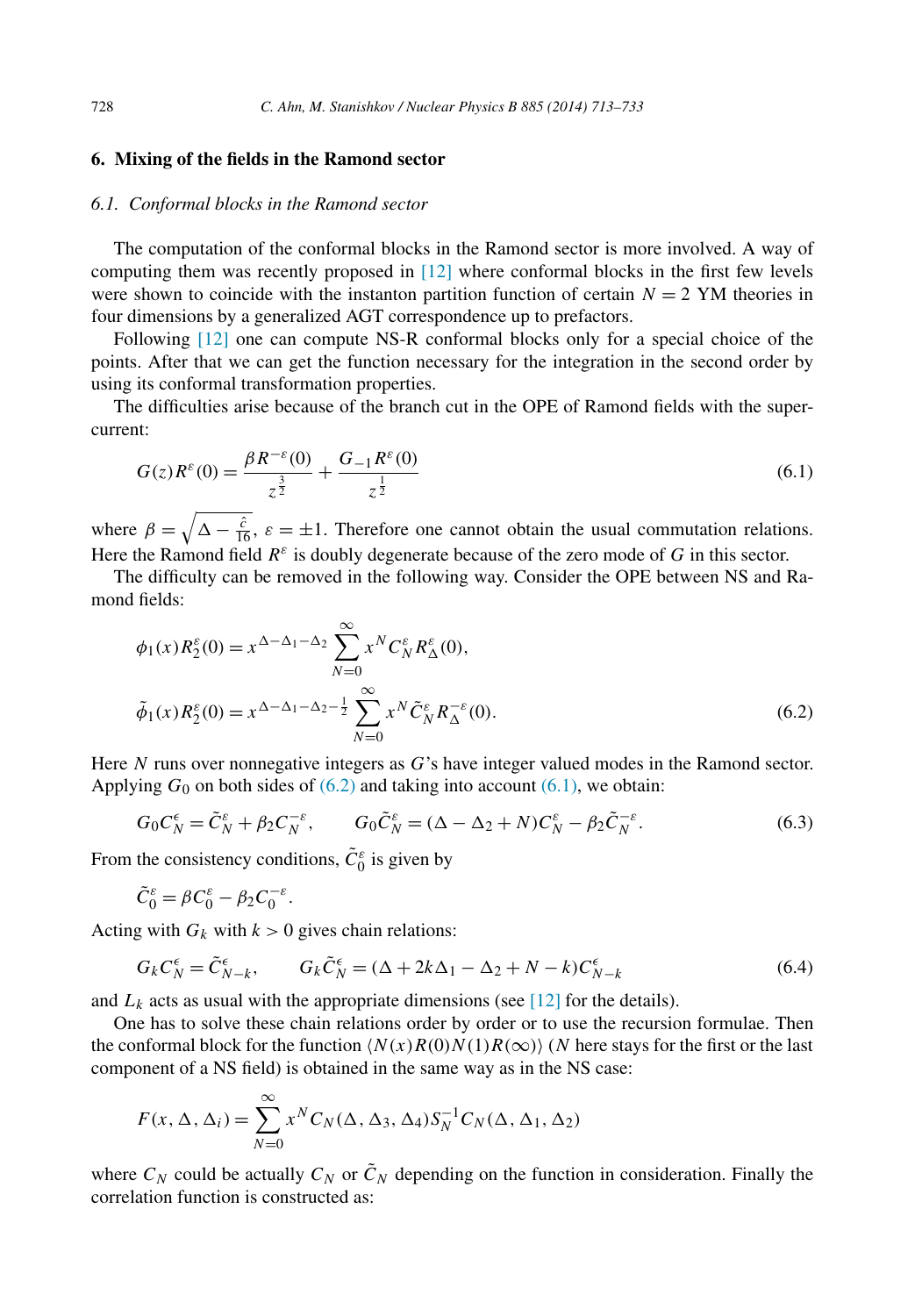## 6. Mixing of the fields in the Ramond sector

### *6.1. Conformal blocks in the Ramond sector*

The computation of the conformal blocks in the Ramond sector is more involved. A way of computing them was recently proposed in [12] where conformal blocks in the first few levels were shown to coincide with the instanton partition function of certain $N = 2$ YM theories in four dimensions by a generalized AGT correspondence up to prefactors.

Following [12] one can compute NS-R conformal blocks only for a special choice of the points. After that we can get the function necessary for the integration in the second order by using its conformal transformation properties.

The difficulties arise because of the branch cut in the OPE of Ramond fields with the supercurrent:

$$G(z)R^{\varepsilon}(0) = \frac{\beta R^{-\varepsilon}(0)}{z^{\frac{3}{2}}} + \frac{G_{-1}R^{\varepsilon}(0)}{z^{\frac{1}{2}}} \tag{6.1}$$

where $\beta = \sqrt{\Delta - \frac{\hat{c}}{16}}$, $\varepsilon = \pm 1$. Therefore one cannot obtain the usual commutation relations. Here the Ramond field $R^{\varepsilon}$ is doubly degenerate because of the zero mode of $G$ in this sector.

The difficulty can be removed in the following way. Consider the OPE between NS and Ramond fields:

$$\begin{aligned}
&\phi_1(x)R_2^{\varepsilon}(0) = x^{\Delta-\Delta_1-\Delta_2} \sum_{N=0}^{\infty} x^N C_N^{\varepsilon} R_{\Delta}^{\varepsilon}(0), \\
&\tilde{\phi}_1(x)R_2^{\varepsilon}(0) = x^{\Delta-\Delta_1-\Delta_2-\frac{1}{2}} \sum_{N=0}^{\infty} x^N \tilde{C}_N^{\varepsilon} R_{\Delta}^{-\varepsilon}(0).
\end{aligned} \tag{6.2}$$

Here $N$ runs over nonnegative integers as $G$'s have integer valued modes in the Ramond sector. Applying $G_0$ on both sides of (6.2) and taking into account (6.1), we obtain:

$$G_0 C_N^{\epsilon} = \tilde{C}_N^{\varepsilon} + \beta_2 C_N^{-\varepsilon}, \qquad G_0 \tilde{C}_N^{\varepsilon} = (\Delta - \Delta_2 + N) C_N^{\varepsilon} - \beta_2 \tilde{C}_N^{-\varepsilon}. \tag{6.3}$$

From the consistency conditions, $\tilde{C}_0^{\varepsilon}$ is given by

$$\tilde{C}_0^{\varepsilon} = \beta C_0^{\varepsilon} - \beta_2 C_0^{-\varepsilon}.$$

Acting with $G_k$ with $k > 0$ gives chain relations:

$$G_k C_N^{\epsilon} = \tilde{C}_{N-k}^{\epsilon}, \qquad G_k \tilde{C}_N^{\epsilon} = (\Delta + 2k\Delta_1 - \Delta_2 + N - k) C_{N-k}^{\epsilon} \tag{6.4}$$

and $L_k$ acts as usual with the appropriate dimensions (see [12] for the details).

One has to solve these chain relations order by order or to use the recursion formulae. Then the conformal block for the function $\langle N(x)R(0)N(1)R(\infty)\rangle$ ($N$ here stays for the first or the last component of a NS field) is obtained in the same way as in the NS case:

$$F(x, \Delta, \Delta_i) = \sum_{N=0}^{\infty} x^N C_N(\Delta, \Delta_3, \Delta_4) S_N^{-1} C_N(\Delta, \Delta_1, \Delta_2)$$

where $C_N$ could be actually $C_N$ or $\tilde{C}_N$ depending on the function in consideration. Finally the correlation function is constructed as: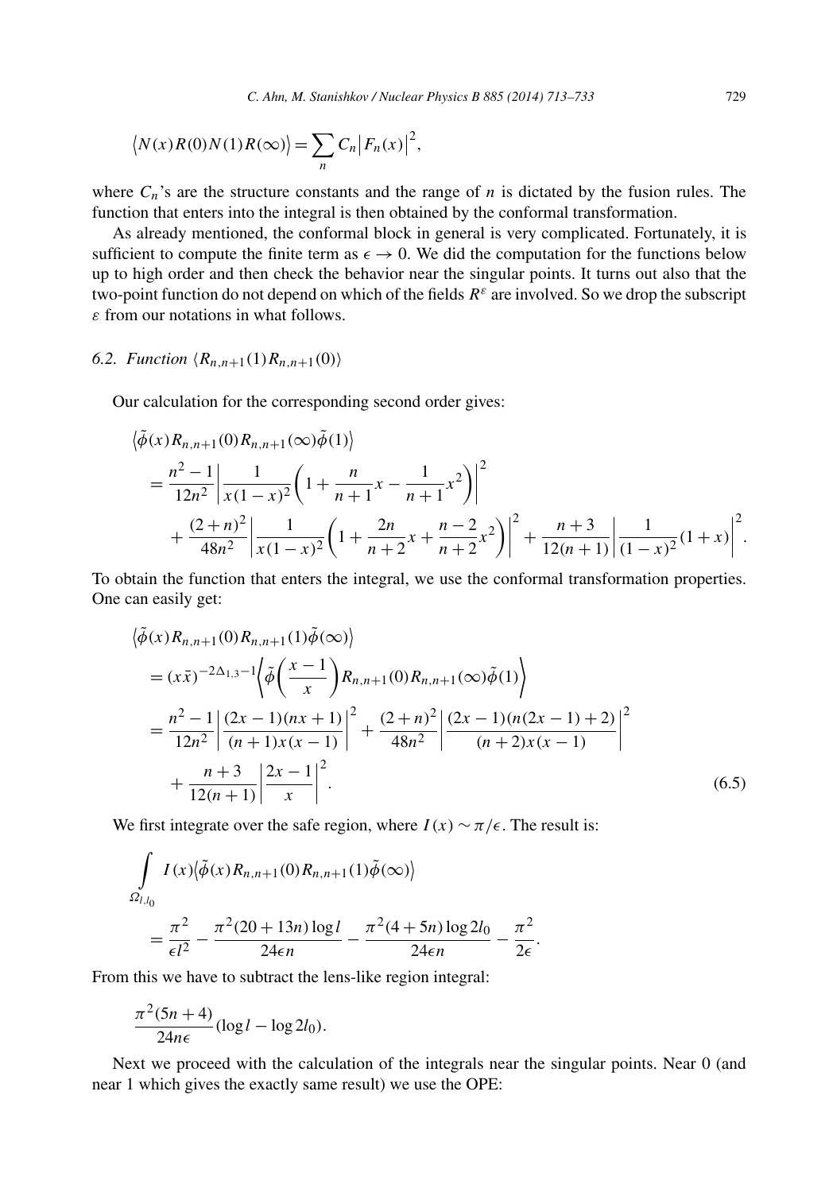$$\langle N(x)R(0)N(1)R(\infty)\rangle = \sum_n C_n \left|F_n(x)\right|^2,$$

where $C_n$'s are the structure constants and the range of $n$ is dictated by the fusion rules. The function that enters into the integral is then obtained by the conformal transformation.

As already mentioned, the conformal block in general is very complicated. Fortunately, it is sufficient to compute the finite term as $\epsilon \to 0$. We did the computation for the functions below up to high order and then check the behavior near the singular points. It turns out also that the two-point function do not depend on which of the fields $R^\varepsilon$ are involved. So we drop the subscript $\varepsilon$ from our notations in what follows.

### 6.2. Function $\langle R_{n,n+1}(1)R_{n,n+1}(0)\rangle$

Our calculation for the corresponding second order gives:

$$\begin{aligned}
&\langle \tilde{\phi}(x)R_{n,n+1}(0)R_{n,n+1}(\infty)\tilde{\phi}(1)\rangle \\
&= \frac{n^2-1}{12n^2}\left|\frac{1}{x(1-x)^2}\left(1+\frac{n}{n+1}x-\frac{1}{n+1}x^2\right)\right|^2 \\
&\quad + \frac{(2+n)^2}{48n^2}\left|\frac{1}{x(1-x)^2}\left(1+\frac{2n}{n+2}x+\frac{n-2}{n+2}x^2\right)\right|^2 + \frac{n+3}{12(n+1)}\left|\frac{1}{(1-x)^2}(1+x)\right|^2.
\end{aligned}$$

To obtain the function that enters the integral, we use the conformal transformation properties. One can easily get:

$$\begin{aligned}
&\langle \tilde{\phi}(x)R_{n,n+1}(0)R_{n,n+1}(1)\tilde{\phi}(\infty)\rangle \\
&= (x\bar{x})^{-2\Delta_{1,3}-1}\left\langle \tilde{\phi}\left(\frac{x-1}{x}\right)R_{n,n+1}(0)R_{n,n+1}(\infty)\tilde{\phi}(1)\right\rangle \\
&= \frac{n^2-1}{12n^2}\left|\frac{(2x-1)(nx+1)}{(n+1)x(x-1)}\right|^2 + \frac{(2+n)^2}{48n^2}\left|\frac{(2x-1)(n(2x-1)+2)}{(n+2)x(x-1)}\right|^2 \\
&\quad + \frac{n+3}{12(n+1)}\left|\frac{2x-1}{x}\right|^2.
\end{aligned} \tag{6.5}$$

We first integrate over the safe region, where $I(x) \sim \pi/\epsilon$. The result is:

$$\begin{aligned}
&\int_{\Omega_{l,l_0}} I(x)\langle \tilde{\phi}(x)R_{n,n+1}(0)R_{n,n+1}(1)\tilde{\phi}(\infty)\rangle \\
&= \frac{\pi^2}{\epsilon l^2} - \frac{\pi^2(20+13n)\log l}{24\epsilon n} - \frac{\pi^2(4+5n)\log 2l_0}{24\epsilon n} - \frac{\pi^2}{2\epsilon}.
\end{aligned}$$

From this we have to subtract the lens-like region integral:

$$\frac{\pi^2(5n+4)}{24n\epsilon}(\log l - \log 2l_0).$$

Next we proceed with the calculation of the integrals near the singular points. Near 0 (and near 1 which gives the exactly same result) we use the OPE: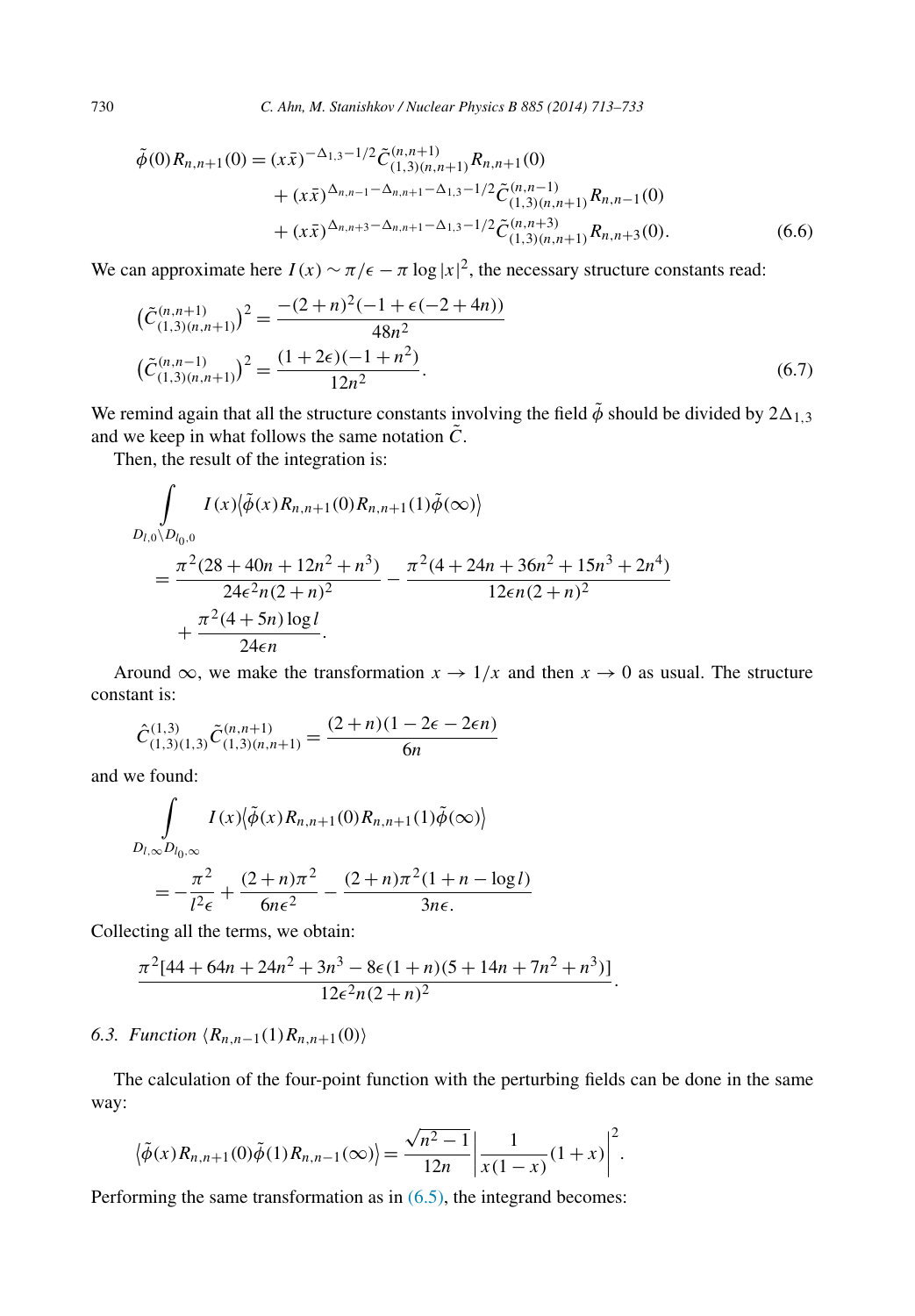$$
\begin{aligned}
\tilde{\phi}(0)R_{n,n+1}(0) &= (x\bar{x})^{-\Delta_{1,3}-1/2}\tilde{C}^{(n,n+1)}_{(1,3)(n,n+1)}R_{n,n+1}(0) \\
&\quad + (x\bar{x})^{\Delta_{n,n-1}-\Delta_{n,n+1}-\Delta_{1,3}-1/2}\tilde{C}^{(n,n-1)}_{(1,3)(n,n+1)}R_{n,n-1}(0) \\
&\quad + (x\bar{x})^{\Delta_{n,n+3}-\Delta_{n,n+1}-\Delta_{1,3}-1/2}\tilde{C}^{(n,n+3)}_{(1,3)(n,n+1)}R_{n,n+3}(0).
\end{aligned}
\tag{6.6}
$$

We can approximate here $I(x) \sim \pi/\epsilon - \pi \log|x|^2$, the necessary structure constants read:

$$
\begin{aligned}
\left(\tilde{C}^{(n,n+1)}_{(1,3)(n,n+1)}\right)^2 &= \frac{-(2+n)^2(-1+\epsilon(-2+4n))}{48n^2} \\
\left(\tilde{C}^{(n,n-1)}_{(1,3)(n,n+1)}\right)^2 &= \frac{(1+2\epsilon)(-1+n^2)}{12n^2}.
\end{aligned}
\tag{6.7}
$$

We remind again that all the structure constants involving the field $\tilde{\phi}$ should be divided by $2\Delta_{1,3}$ and we keep in what follows the same notation $\tilde{C}$.

Then, the result of the integration is:

$$
\begin{aligned}
&\int\limits_{D_{l,0}\setminus D_{l_0,0}} I(x)\langle\tilde{\phi}(x)R_{n,n+1}(0)R_{n,n+1}(1)\tilde{\phi}(\infty)\rangle \\
&\quad = \frac{\pi^2(28+40n+12n^2+n^3)}{24\epsilon^2 n(2+n)^2} - \frac{\pi^2(4+24n+36n^2+15n^3+2n^4)}{12\epsilon n(2+n)^2} \\
&\qquad + \frac{\pi^2(4+5n)\log l}{24\epsilon n}.
\end{aligned}
$$

Around $\infty$, we make the transformation $x \to 1/x$ and then $x \to 0$ as usual. The structure constant is:

$$
\hat{C}^{(1,3)}_{(1,3)(1,3)}\tilde{C}^{(n,n+1)}_{(1,3)(n,n+1)} = \frac{(2+n)(1-2\epsilon-2\epsilon n)}{6n}
$$

and we found:

$$
\begin{aligned}
&\int\limits_{D_{l,\infty}D_{l_0,\infty}} I(x)\langle\tilde{\phi}(x)R_{n,n+1}(0)R_{n,n+1}(1)\tilde{\phi}(\infty)\rangle \\
&\quad = -\frac{\pi^2}{l^2\epsilon} + \frac{(2+n)\pi^2}{6n\epsilon^2} - \frac{(2+n)\pi^2(1+n-\log l)}{3n\epsilon.}
\end{aligned}
$$

Collecting all the terms, we obtain:

$$
\frac{\pi^2[44+64n+24n^2+3n^3-8\epsilon(1+n)(5+14n+7n^2+n^3)]}{12\epsilon^2 n(2+n)^2}.
$$

### 6.3. Function $\langle R_{n,n-1}(1)R_{n,n+1}(0)\rangle$

The calculation of the four-point function with the perturbing fields can be done in the same way:

$$
\langle\tilde{\phi}(x)R_{n,n+1}(0)\tilde{\phi}(1)R_{n,n-1}(\infty)\rangle = \frac{\sqrt{n^2-1}}{12n}\left|\frac{1}{x(1-x)}(1+x)\right|^2.
$$

Performing the same transformation as in (6.5), the integrand becomes: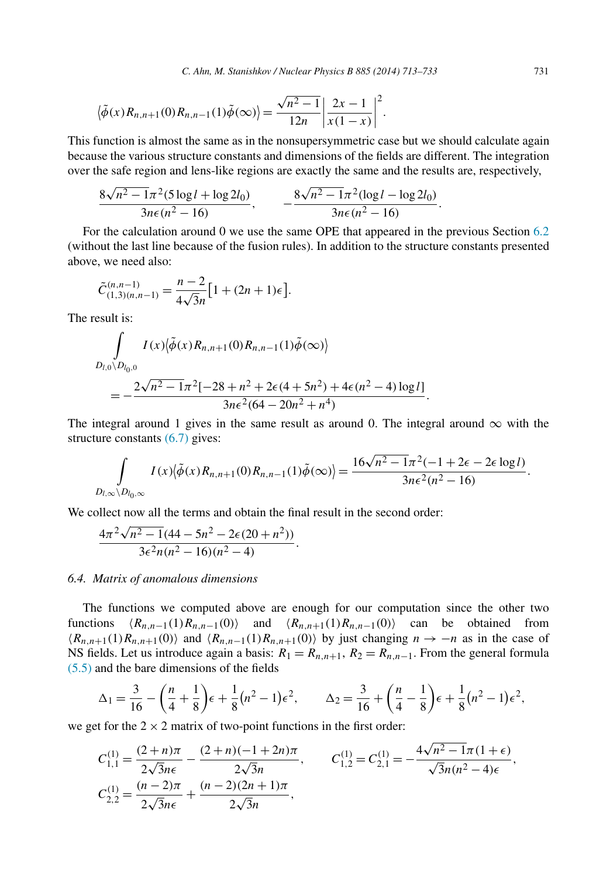$$\langle \tilde{\phi}(x) R_{n,n+1}(0) R_{n,n-1}(1) \tilde{\phi}(\infty) \rangle = \frac{\sqrt{n^2-1}}{12n} \left| \frac{2x-1}{x(1-x)} \right|^2.$$

This function is almost the same as in the nonsupersymmetric case but we should calculate again because the various structure constants and dimensions of the fields are different. The integration over the safe region and lens-like regions are exactly the same and the results are, respectively,

$$\frac{8\sqrt{n^2-1}\pi^2(5\log l + \log 2l_0)}{3n\epsilon(n^2-16)}, \qquad -\frac{8\sqrt{n^2-1}\pi^2(\log l - \log 2l_0)}{3n\epsilon(n^2-16)}.$$

For the calculation around 0 we use the same OPE that appeared in the previous Section 6.2 (without the last line because of the fusion rules). In addition to the structure constants presented above, we need also:

$$\tilde{C}^{(n,n-1)}_{(1,3)(n,n-1)} = \frac{n-2}{4\sqrt{3}n}\big[1 + (2n+1)\epsilon\big].$$

The result is:

$$\int\limits_{D_{l,0} \setminus D_{l_0,0}} I(x) \langle \tilde{\phi}(x) R_{n,n+1}(0) R_{n,n-1}(1) \tilde{\phi}(\infty) \rangle$$
$$= -\frac{2\sqrt{n^2-1}\pi^2[-28 + n^2 + 2\epsilon(4+5n^2) + 4\epsilon(n^2-4)\log l]}{3n\epsilon^2(64 - 20n^2 + n^4)}.$$

The integral around 1 gives in the same result as around 0. The integral around $\infty$ with the structure constants (6.7) gives:

$$\int\limits_{D_{l,\infty} \setminus D_{l_0,\infty}} I(x) \langle \tilde{\phi}(x) R_{n,n+1}(0) R_{n,n-1}(1) \tilde{\phi}(\infty) \rangle = \frac{16\sqrt{n^2-1}\pi^2(-1 + 2\epsilon - 2\epsilon \log l)}{3n\epsilon^2(n^2-16)}.$$

We collect now all the terms and obtain the final result in the second order:

$$\frac{4\pi^2\sqrt{n^2-1}(44 - 5n^2 - 2\epsilon(20+n^2))}{3\epsilon^2 n(n^2-16)(n^2-4)}.$$

### 6.4. Matrix of anomalous dimensions

The functions we computed above are enough for our computation since the other two functions $\langle R_{n,n-1}(1) R_{n,n-1}(0) \rangle$ and $\langle R_{n,n+1}(1) R_{n,n-1}(0) \rangle$ can be obtained from $\langle R_{n,n+1}(1) R_{n,n+1}(0) \rangle$ and $\langle R_{n,n-1}(1) R_{n,n+1}(0) \rangle$ by just changing $n \to -n$ as in the case of NS fields. Let us introduce again a basis: $R_1 = R_{n,n+1}$, $R_2 = R_{n,n-1}$. From the general formula (5.5) and the bare dimensions of the fields

$$\Delta_1 = \frac{3}{16} - \left(\frac{n}{4} + \frac{1}{8}\right)\epsilon + \frac{1}{8}\big(n^2-1\big)\epsilon^2, \qquad \Delta_2 = \frac{3}{16} + \left(\frac{n}{4} - \frac{1}{8}\right)\epsilon + \frac{1}{8}\big(n^2-1\big)\epsilon^2,$$

we get for the $2 \times 2$ matrix of two-point functions in the first order:

$$C^{(1)}_{1,1} = \frac{(2+n)\pi}{2\sqrt{3}n\epsilon} - \frac{(2+n)(-1+2n)\pi}{2\sqrt{3}n}, \qquad C^{(1)}_{1,2} = C^{(1)}_{2,1} = -\frac{4\sqrt{n^2-1}\pi(1+\epsilon)}{\sqrt{3}n(n^2-4)\epsilon},$$
$$C^{(1)}_{2,2} = \frac{(n-2)\pi}{2\sqrt{3}n\epsilon} + \frac{(n-2)(2n+1)\pi}{2\sqrt{3}n},$$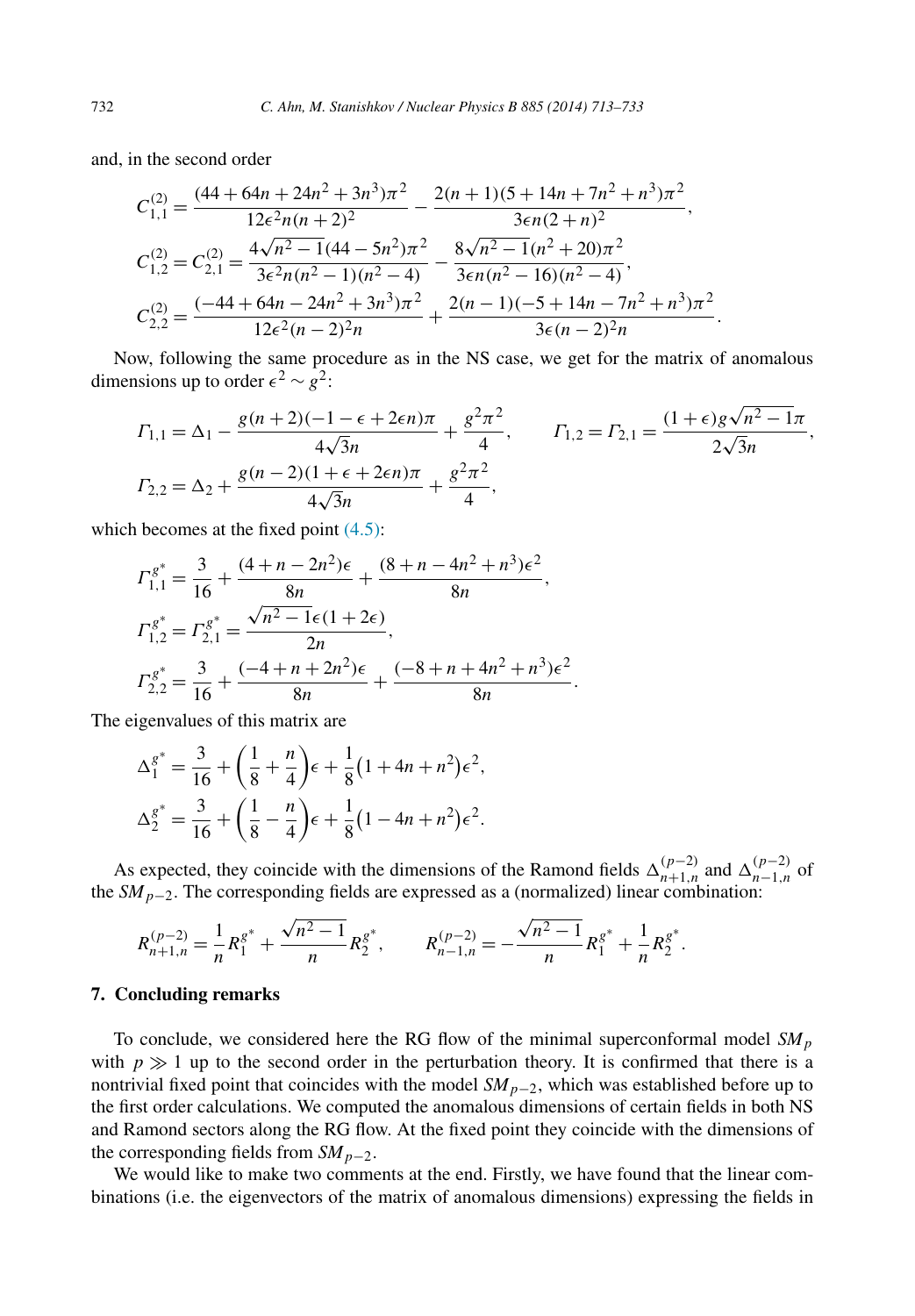and, in the second order

$$C_{1,1}^{(2)} = \frac{(44+64n+24n^2+3n^3)\pi^2}{12\epsilon^2 n(n+2)^2} - \frac{2(n+1)(5+14n+7n^2+n^3)\pi^2}{3\epsilon n(2+n)^2},$$

$$C_{1,2}^{(2)} = C_{2,1}^{(2)} = \frac{4\sqrt{n^2-1}(44-5n^2)\pi^2}{3\epsilon^2 n(n^2-1)(n^2-4)} - \frac{8\sqrt{n^2-1}(n^2+20)\pi^2}{3\epsilon n(n^2-16)(n^2-4)},$$

$$C_{2,2}^{(2)} = \frac{(-44+64n-24n^2+3n^3)\pi^2}{12\epsilon^2(n-2)^2 n} + \frac{2(n-1)(-5+14n-7n^2+n^3)\pi^2}{3\epsilon(n-2)^2 n}.$$

Now, following the same procedure as in the NS case, we get for the matrix of anomalous dimensions up to order $\epsilon^2 \sim g^2$:

$$\Gamma_{1,1} = \Delta_1 - \frac{g(n+2)(-1-\epsilon+2\epsilon n)\pi}{4\sqrt{3}n} + \frac{g^2\pi^2}{4}, \qquad \Gamma_{1,2} = \Gamma_{2,1} = \frac{(1+\epsilon)g\sqrt{n^2-1}\pi}{2\sqrt{3}n},$$

$$\Gamma_{2,2} = \Delta_2 + \frac{g(n-2)(1+\epsilon+2\epsilon n)\pi}{4\sqrt{3}n} + \frac{g^2\pi^2}{4},$$

which becomes at the fixed point (4.5):

$$\Gamma_{1,1}^{g^*} = \frac{3}{16} + \frac{(4+n-2n^2)\epsilon}{8n} + \frac{(8+n-4n^2+n^3)\epsilon^2}{8n},$$

$$\Gamma_{1,2}^{g^*} = \Gamma_{2,1}^{g^*} = \frac{\sqrt{n^2-1}\epsilon(1+2\epsilon)}{2n},$$

$$\Gamma_{2,2}^{g^*} = \frac{3}{16} + \frac{(-4+n+2n^2)\epsilon}{8n} + \frac{(-8+n+4n^2+n^3)\epsilon^2}{8n}.$$

The eigenvalues of this matrix are

$$\Delta_1^{g^*} = \frac{3}{16} + \left(\frac{1}{8}+\frac{n}{4}\right)\epsilon + \frac{1}{8}\left(1+4n+n^2\right)\epsilon^2,$$

$$\Delta_2^{g^*} = \frac{3}{16} + \left(\frac{1}{8}-\frac{n}{4}\right)\epsilon + \frac{1}{8}\left(1-4n+n^2\right)\epsilon^2.$$

As expected, they coincide with the dimensions of the Ramond fields $\Delta_{n+1,n}^{(p-2)}$ and $\Delta_{n-1,n}^{(p-2)}$ of the $SM_{p-2}$. The corresponding fields are expressed as a (normalized) linear combination:

$$R_{n+1,n}^{(p-2)} = \frac{1}{n}R_1^{g^*} + \frac{\sqrt{n^2-1}}{n}R_2^{g^*}, \qquad R_{n-1,n}^{(p-2)} = -\frac{\sqrt{n^2-1}}{n}R_1^{g^*} + \frac{1}{n}R_2^{g^*}.$$

## 7. Concluding remarks

To conclude, we considered here the RG flow of the minimal superconformal model $SM_p$ with $p \gg 1$ up to the second order in the perturbation theory. It is confirmed that there is a nontrivial fixed point that coincides with the model $SM_{p-2}$, which was established before up to the first order calculations. We computed the anomalous dimensions of certain fields in both NS and Ramond sectors along the RG flow. At the fixed point they coincide with the dimensions of the corresponding fields from $SM_{p-2}$.

We would like to make two comments at the end. Firstly, we have found that the linear combinations (i.e. the eigenvectors of the matrix of anomalous dimensions) expressing the fields in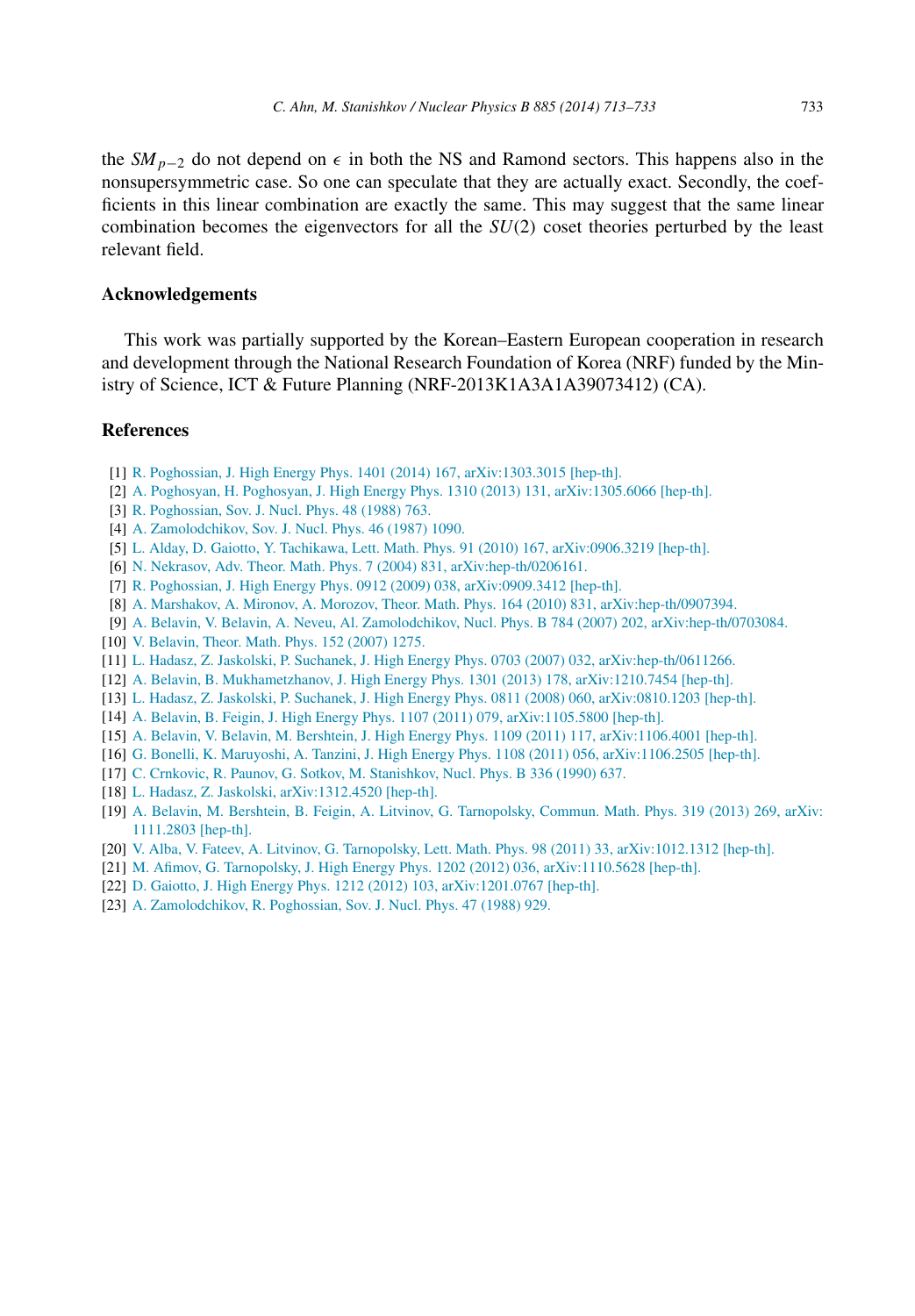the $SM_{p-2}$ do not depend on $\epsilon$ in both the NS and Ramond sectors. This happens also in the nonsupersymmetric case. So one can speculate that they are actually exact. Secondly, the coefficients in this linear combination are exactly the same. This may suggest that the same linear combination becomes the eigenvectors for all the $SU(2)$ coset theories perturbed by the least relevant field.

## Acknowledgements

This work was partially supported by the Korean–Eastern European cooperation in research and development through the National Research Foundation of Korea (NRF) funded by the Ministry of Science, ICT & Future Planning (NRF-2013K1A3A1A39073412) (CA).

## References

[1] R. Poghossian, J. High Energy Phys. 1401 (2014) 167, arXiv:1303.3015 [hep-th].
[2] A. Poghosyan, H. Poghosyan, J. High Energy Phys. 1310 (2013) 131, arXiv:1305.6066 [hep-th].
[3] R. Poghossian, Sov. J. Nucl. Phys. 48 (1988) 763.
[4] A. Zamolodchikov, Sov. J. Nucl. Phys. 46 (1987) 1090.
[5] L. Alday, D. Gaiotto, Y. Tachikawa, Lett. Math. Phys. 91 (2010) 167, arXiv:0906.3219 [hep-th].
[6] N. Nekrasov, Adv. Theor. Math. Phys. 7 (2004) 831, arXiv:hep-th/0206161.
[7] R. Poghossian, J. High Energy Phys. 0912 (2009) 038, arXiv:0909.3412 [hep-th].
[8] A. Marshakov, A. Mironov, A. Morozov, Theor. Math. Phys. 164 (2010) 831, arXiv:hep-th/0907394.
[9] A. Belavin, V. Belavin, A. Neveu, Al. Zamolodchikov, Nucl. Phys. B 784 (2007) 202, arXiv:hep-th/0703084.
[10] V. Belavin, Theor. Math. Phys. 152 (2007) 1275.
[11] L. Hadasz, Z. Jaskolski, P. Suchanek, J. High Energy Phys. 0703 (2007) 032, arXiv:hep-th/0611266.
[12] A. Belavin, B. Mukhametzhanov, J. High Energy Phys. 1301 (2013) 178, arXiv:1210.7454 [hep-th].
[13] L. Hadasz, Z. Jaskolski, P. Suchanek, J. High Energy Phys. 0811 (2008) 060, arXiv:0810.1203 [hep-th].
[14] A. Belavin, B. Feigin, J. High Energy Phys. 1107 (2011) 079, arXiv:1105.5800 [hep-th].
[15] A. Belavin, V. Belavin, M. Bershtein, J. High Energy Phys. 1109 (2011) 117, arXiv:1106.4001 [hep-th].
[16] G. Bonelli, K. Maruyoshi, A. Tanzini, J. High Energy Phys. 1108 (2011) 056, arXiv:1106.2505 [hep-th].
[17] C. Crnkovic, R. Paunov, G. Sotkov, M. Stanishkov, Nucl. Phys. B 336 (1990) 637.
[18] L. Hadasz, Z. Jaskolski, arXiv:1312.4520 [hep-th].
[19] A. Belavin, M. Bershtein, B. Feigin, A. Litvinov, G. Tarnopolsky, Commun. Math. Phys. 319 (2013) 269, arXiv:1111.2803 [hep-th].
[20] V. Alba, V. Fateev, A. Litvinov, G. Tarnopolsky, Lett. Math. Phys. 98 (2011) 33, arXiv:1012.1312 [hep-th].
[21] M. Afimov, G. Tarnopolsky, J. High Energy Phys. 1202 (2012) 036, arXiv:1110.5628 [hep-th].
[22] D. Gaiotto, J. High Energy Phys. 1212 (2012) 103, arXiv:1201.0767 [hep-th].
[23] A. Zamolodchikov, R. Poghossian, Sov. J. Nucl. Phys. 47 (1988) 929.